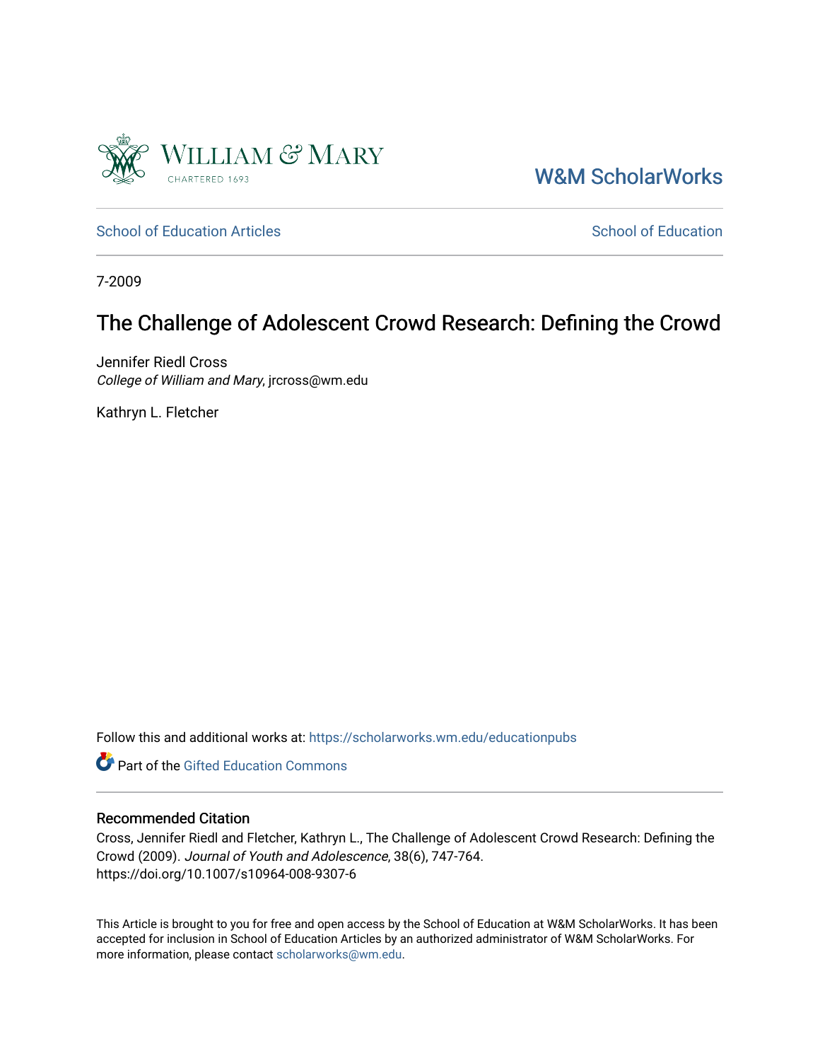William & Mary

CHARTERED 1693

W&M ScholarWorks

School of Education Articles

School of Education

7-2009

# The Challenge of Adolescent Crowd Research: Defining the Crowd

Jennifer Riedl Cross
*College of William and Mary*, jrcross@wm.edu

Kathryn L. Fletcher

Follow this and additional works at: https://scholarworks.wm.edu/educationpubs

Part of the Gifted Education Commons

## Recommended Citation

Cross, Jennifer Riedl and Fletcher, Kathryn L., The Challenge of Adolescent Crowd Research: Defining the Crowd (2009). *Journal of Youth and Adolescence*, 38(6), 747-764.
https://doi.org/10.1007/s10964-008-9307-6

This Article is brought to you for free and open access by the School of Education at W&M ScholarWorks. It has been accepted for inclusion in School of Education Articles by an authorized administrator of W&M ScholarWorks. For more information, please contact scholarworks@wm.edu.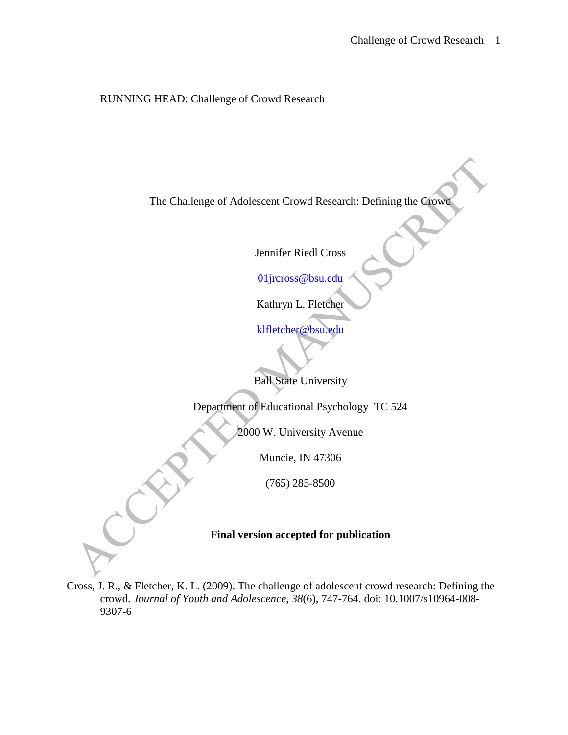RUNNING HEAD: Challenge of Crowd Research

The Challenge of Adolescent Crowd Research: Defining the Crowd

Jennifer Riedl Cross

01jrcross@bsu.edu

Kathryn L. Fletcher

klfletcher@bsu.edu

Ball State University

Department of Educational Psychology TC 524

2000 W. University Avenue

Muncie, IN 47306

(765) 285-8500

**Final version accepted for publication**

Cross, J. R., & Fletcher, K. L. (2009). The challenge of adolescent crowd research: Defining the crowd. *Journal of Youth and Adolescence*, *38*(6), 747-764. doi: 10.1007/s10964-008-9307-6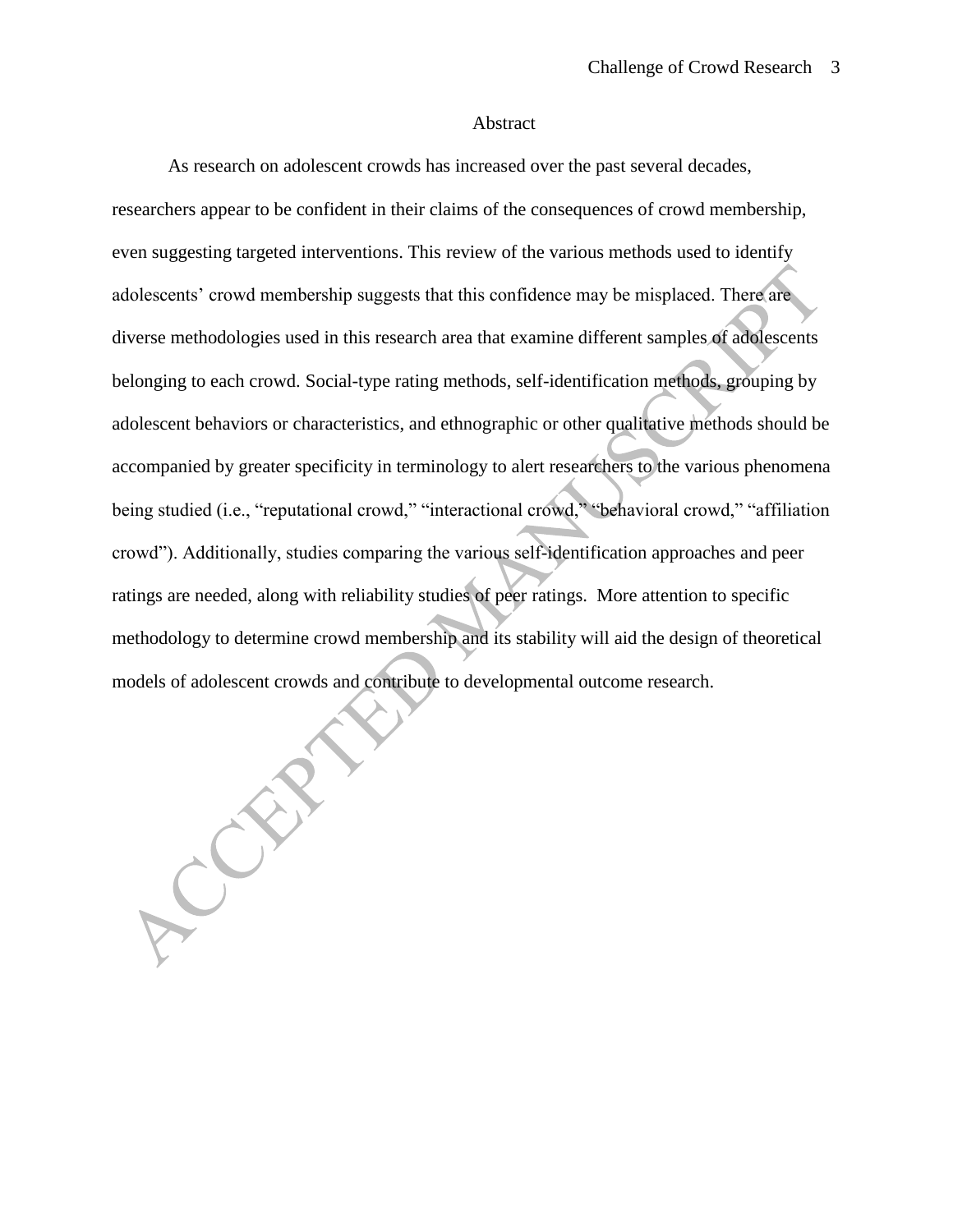# Abstract

As research on adolescent crowds has increased over the past several decades, researchers appear to be confident in their claims of the consequences of crowd membership, even suggesting targeted interventions. This review of the various methods used to identify adolescents' crowd membership suggests that this confidence may be misplaced. There are diverse methodologies used in this research area that examine different samples of adolescents belonging to each crowd. Social-type rating methods, self-identification methods, grouping by adolescent behaviors or characteristics, and ethnographic or other qualitative methods should be accompanied by greater specificity in terminology to alert researchers to the various phenomena being studied (i.e., "reputational crowd," "interactional crowd," "behavioral crowd," "affiliation crowd"). Additionally, studies comparing the various self-identification approaches and peer ratings are needed, along with reliability studies of peer ratings. More attention to specific methodology to determine crowd membership and its stability will aid the design of theoretical models of adolescent crowds and contribute to developmental outcome research.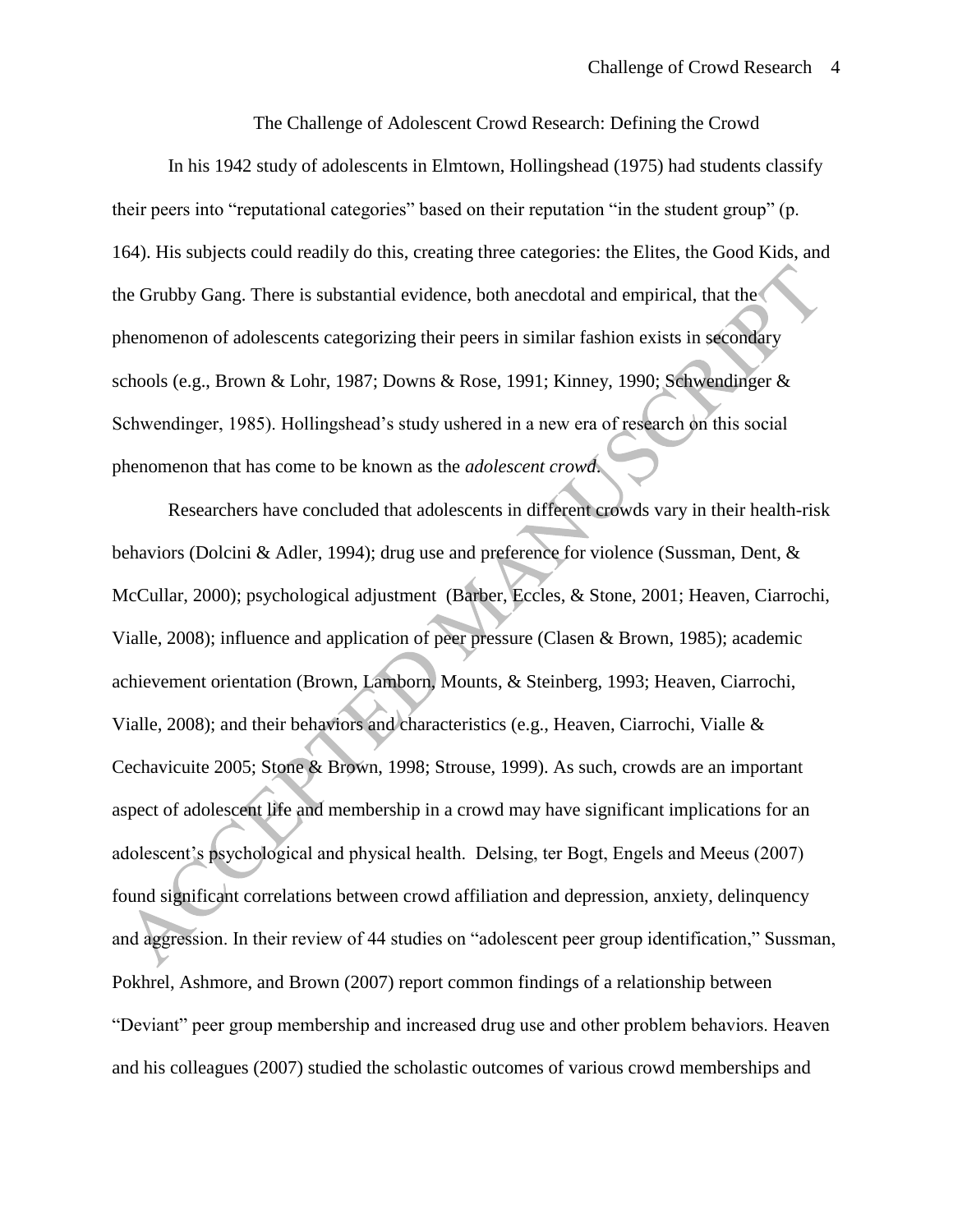# The Challenge of Adolescent Crowd Research: Defining the Crowd

In his 1942 study of adolescents in Elmtown, Hollingshead (1975) had students classify their peers into "reputational categories" based on their reputation "in the student group" (p. 164). His subjects could readily do this, creating three categories: the Elites, the Good Kids, and the Grubby Gang. There is substantial evidence, both anecdotal and empirical, that the phenomenon of adolescents categorizing their peers in similar fashion exists in secondary schools (e.g., Brown & Lohr, 1987; Downs & Rose, 1991; Kinney, 1990; Schwendinger & Schwendinger, 1985). Hollingshead's study ushered in a new era of research on this social phenomenon that has come to be known as the *adolescent crowd*.

Researchers have concluded that adolescents in different crowds vary in their health-risk behaviors (Dolcini & Adler, 1994); drug use and preference for violence (Sussman, Dent, & McCullar, 2000); psychological adjustment (Barber, Eccles, & Stone, 2001; Heaven, Ciarrochi, Vialle, 2008); influence and application of peer pressure (Clasen & Brown, 1985); academic achievement orientation (Brown, Lamborn, Mounts, & Steinberg, 1993; Heaven, Ciarrochi, Vialle, 2008); and their behaviors and characteristics (e.g., Heaven, Ciarrochi, Vialle & Cechavicuite 2005; Stone & Brown, 1998; Strouse, 1999). As such, crowds are an important aspect of adolescent life and membership in a crowd may have significant implications for an adolescent's psychological and physical health. Delsing, ter Bogt, Engels and Meeus (2007) found significant correlations between crowd affiliation and depression, anxiety, delinquency and aggression. In their review of 44 studies on "adolescent peer group identification," Sussman, Pokhrel, Ashmore, and Brown (2007) report common findings of a relationship between "Deviant" peer group membership and increased drug use and other problem behaviors. Heaven and his colleagues (2007) studied the scholastic outcomes of various crowd memberships and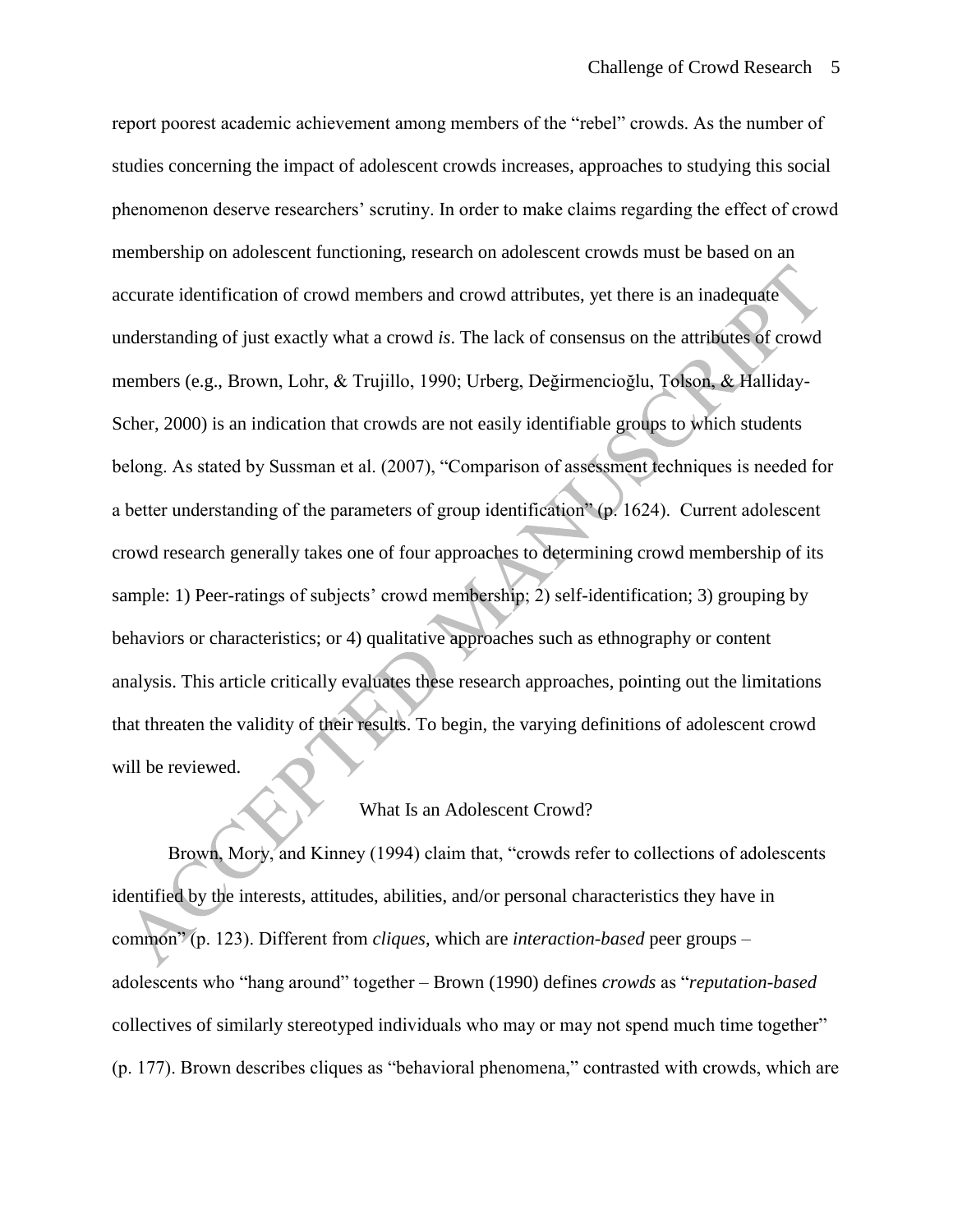report poorest academic achievement among members of the "rebel" crowds. As the number of studies concerning the impact of adolescent crowds increases, approaches to studying this social phenomenon deserve researchers' scrutiny. In order to make claims regarding the effect of crowd membership on adolescent functioning, research on adolescent crowds must be based on an accurate identification of crowd members and crowd attributes, yet there is an inadequate understanding of just exactly what a crowd *is*. The lack of consensus on the attributes of crowd members (e.g., Brown, Lohr, & Trujillo, 1990; Urberg, Değirmencioğlu, Tolson, & Halliday-Scher, 2000) is an indication that crowds are not easily identifiable groups to which students belong. As stated by Sussman et al. (2007), "Comparison of assessment techniques is needed for a better understanding of the parameters of group identification" (p. 1624). Current adolescent crowd research generally takes one of four approaches to determining crowd membership of its sample: 1) Peer-ratings of subjects' crowd membership; 2) self-identification; 3) grouping by behaviors or characteristics; or 4) qualitative approaches such as ethnography or content analysis. This article critically evaluates these research approaches, pointing out the limitations that threaten the validity of their results. To begin, the varying definitions of adolescent crowd will be reviewed.

## What Is an Adolescent Crowd?

Brown, Mory, and Kinney (1994) claim that, "crowds refer to collections of adolescents identified by the interests, attitudes, abilities, and/or personal characteristics they have in common" (p. 123). Different from *cliques*, which are *interaction-based* peer groups – adolescents who "hang around" together – Brown (1990) defines *crowds* as "*reputation-based* collectives of similarly stereotyped individuals who may or may not spend much time together" (p. 177). Brown describes cliques as "behavioral phenomena," contrasted with crowds, which are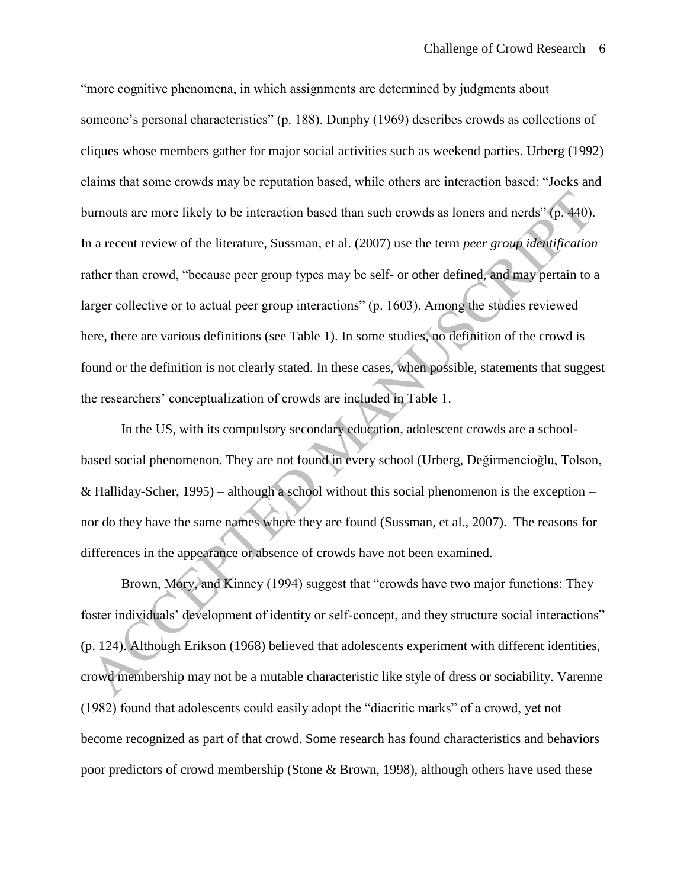"more cognitive phenomena, in which assignments are determined by judgments about someone's personal characteristics" (p. 188). Dunphy (1969) describes crowds as collections of cliques whose members gather for major social activities such as weekend parties. Urberg (1992) claims that some crowds may be reputation based, while others are interaction based: "Jocks and burnouts are more likely to be interaction based than such crowds as loners and nerds" (p. 440). In a recent review of the literature, Sussman, et al. (2007) use the term *peer group identification* rather than crowd, "because peer group types may be self- or other defined, and may pertain to a larger collective or to actual peer group interactions" (p. 1603). Among the studies reviewed here, there are various definitions (see Table 1). In some studies, no definition of the crowd is found or the definition is not clearly stated. In these cases, when possible, statements that suggest the researchers' conceptualization of crowds are included in Table 1.

In the US, with its compulsory secondary education, adolescent crowds are a school-based social phenomenon. They are not found in every school (Urberg, Değirmencioğlu, Tolson, & Halliday-Scher, 1995) – although a school without this social phenomenon is the exception – nor do they have the same names where they are found (Sussman, et al., 2007). The reasons for differences in the appearance or absence of crowds have not been examined.

Brown, Mory, and Kinney (1994) suggest that "crowds have two major functions: They foster individuals' development of identity or self-concept, and they structure social interactions" (p. 124). Although Erikson (1968) believed that adolescents experiment with different identities, crowd membership may not be a mutable characteristic like style of dress or sociability. Varenne (1982) found that adolescents could easily adopt the "diacritic marks" of a crowd, yet not become recognized as part of that crowd. Some research has found characteristics and behaviors poor predictors of crowd membership (Stone & Brown, 1998), although others have used these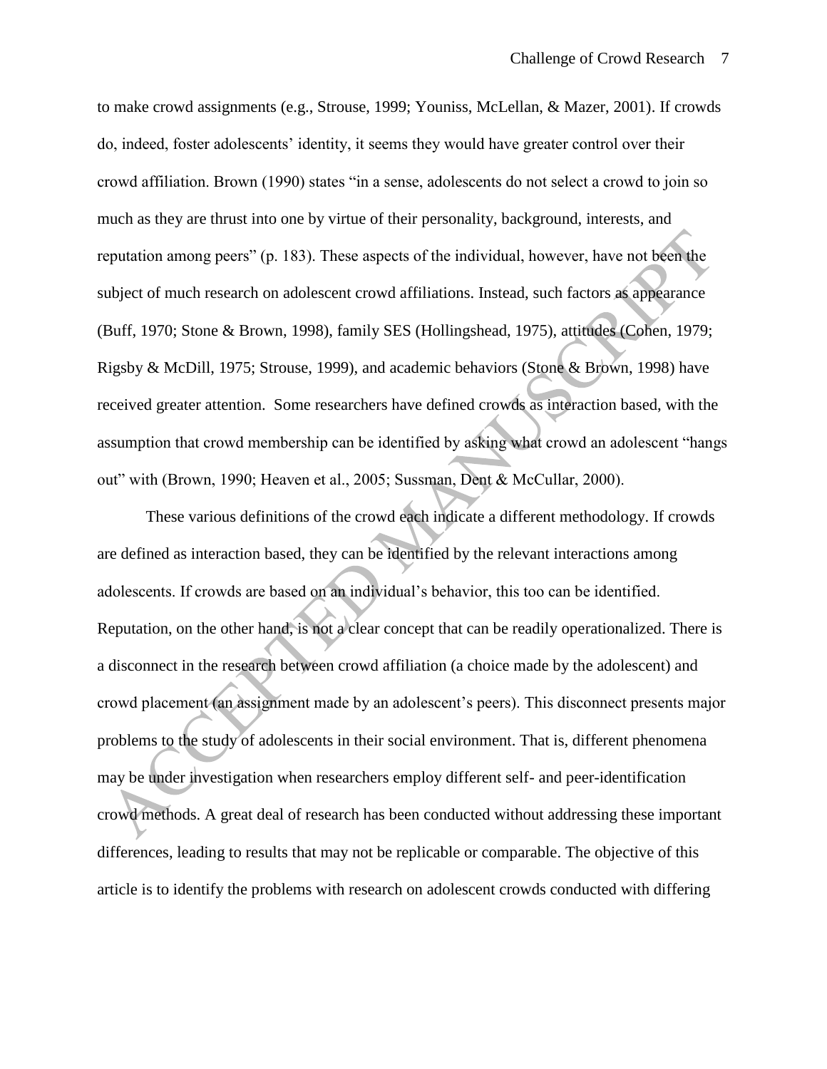to make crowd assignments (e.g., Strouse, 1999; Youniss, McLellan, & Mazer, 2001). If crowds do, indeed, foster adolescents' identity, it seems they would have greater control over their crowd affiliation. Brown (1990) states "in a sense, adolescents do not select a crowd to join so much as they are thrust into one by virtue of their personality, background, interests, and reputation among peers" (p. 183). These aspects of the individual, however, have not been the subject of much research on adolescent crowd affiliations. Instead, such factors as appearance (Buff, 1970; Stone & Brown, 1998), family SES (Hollingshead, 1975), attitudes (Cohen, 1979; Rigsby & McDill, 1975; Strouse, 1999), and academic behaviors (Stone & Brown, 1998) have received greater attention. Some researchers have defined crowds as interaction based, with the assumption that crowd membership can be identified by asking what crowd an adolescent "hangs out" with (Brown, 1990; Heaven et al., 2005; Sussman, Dent & McCullar, 2000).

These various definitions of the crowd each indicate a different methodology. If crowds are defined as interaction based, they can be identified by the relevant interactions among adolescents. If crowds are based on an individual's behavior, this too can be identified. Reputation, on the other hand, is not a clear concept that can be readily operationalized. There is a disconnect in the research between crowd affiliation (a choice made by the adolescent) and crowd placement (an assignment made by an adolescent's peers). This disconnect presents major problems to the study of adolescents in their social environment. That is, different phenomena may be under investigation when researchers employ different self- and peer-identification crowd methods. A great deal of research has been conducted without addressing these important differences, leading to results that may not be replicable or comparable. The objective of this article is to identify the problems with research on adolescent crowds conducted with differing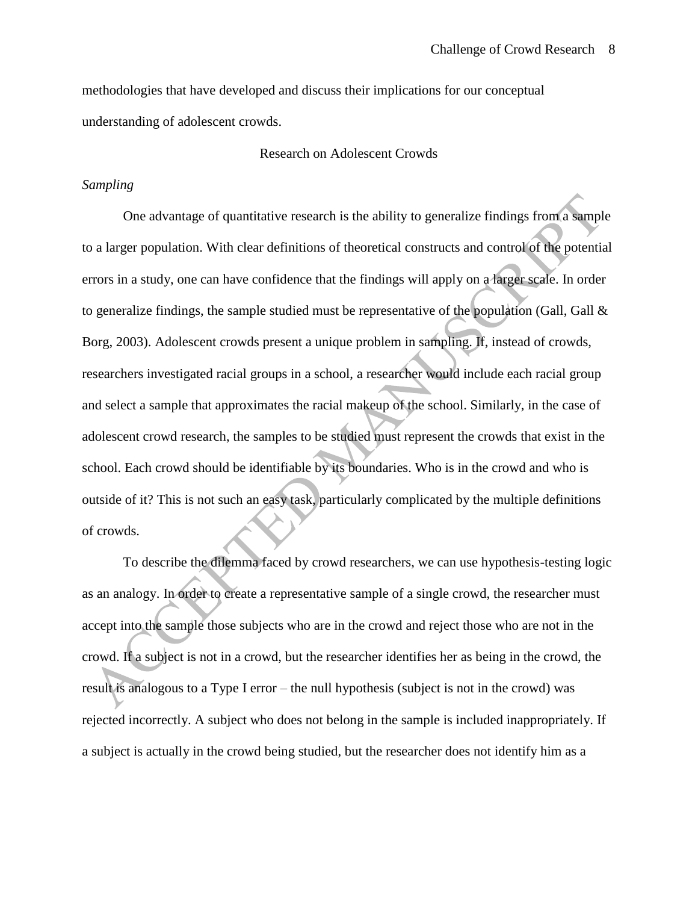methodologies that have developed and discuss their implications for our conceptual understanding of adolescent crowds.

## Research on Adolescent Crowds

### *Sampling*

One advantage of quantitative research is the ability to generalize findings from a sample to a larger population. With clear definitions of theoretical constructs and control of the potential errors in a study, one can have confidence that the findings will apply on a larger scale. In order to generalize findings, the sample studied must be representative of the population (Gall, Gall & Borg, 2003). Adolescent crowds present a unique problem in sampling. If, instead of crowds, researchers investigated racial groups in a school, a researcher would include each racial group and select a sample that approximates the racial makeup of the school. Similarly, in the case of adolescent crowd research, the samples to be studied must represent the crowds that exist in the school. Each crowd should be identifiable by its boundaries. Who is in the crowd and who is outside of it? This is not such an easy task, particularly complicated by the multiple definitions of crowds.

To describe the dilemma faced by crowd researchers, we can use hypothesis-testing logic as an analogy. In order to create a representative sample of a single crowd, the researcher must accept into the sample those subjects who are in the crowd and reject those who are not in the crowd. If a subject is not in a crowd, but the researcher identifies her as being in the crowd, the result is analogous to a Type I error – the null hypothesis (subject is not in the crowd) was rejected incorrectly. A subject who does not belong in the sample is included inappropriately. If a subject is actually in the crowd being studied, but the researcher does not identify him as a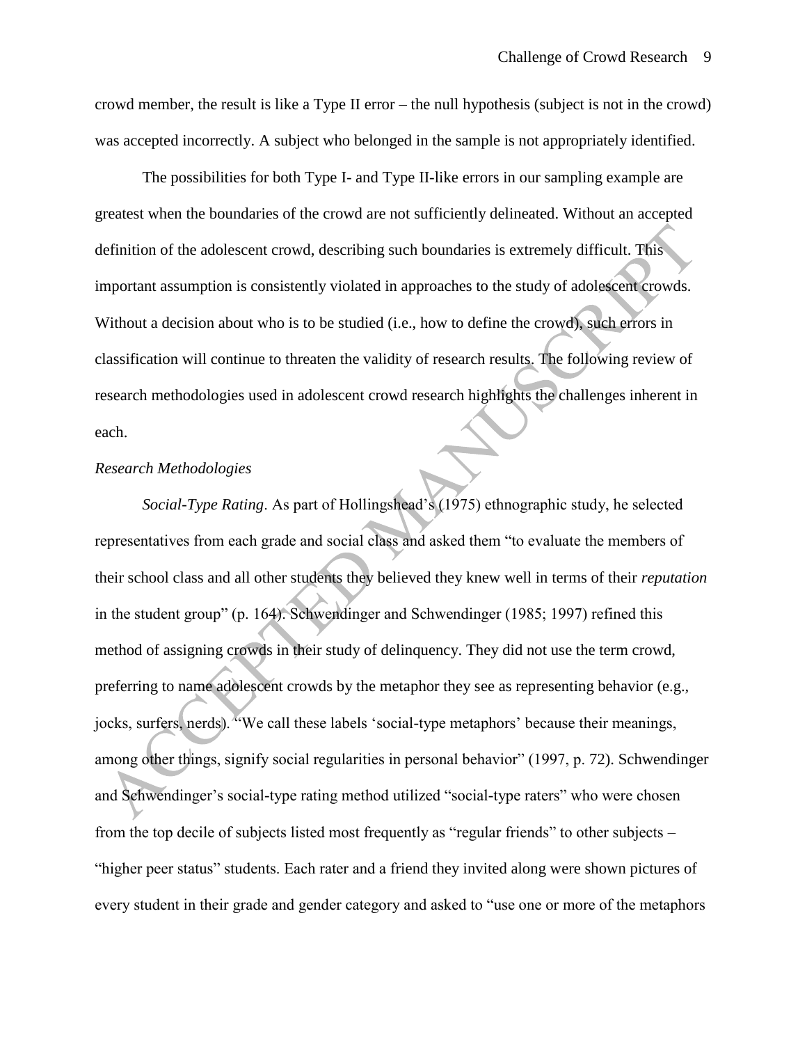crowd member, the result is like a Type II error – the null hypothesis (subject is not in the crowd) was accepted incorrectly. A subject who belonged in the sample is not appropriately identified.

The possibilities for both Type I- and Type II-like errors in our sampling example are greatest when the boundaries of the crowd are not sufficiently delineated. Without an accepted definition of the adolescent crowd, describing such boundaries is extremely difficult. This important assumption is consistently violated in approaches to the study of adolescent crowds. Without a decision about who is to be studied (i.e., how to define the crowd), such errors in classification will continue to threaten the validity of research results. The following review of research methodologies used in adolescent crowd research highlights the challenges inherent in each.

*Research Methodologies*

*Social-Type Rating*. As part of Hollingshead's (1975) ethnographic study, he selected representatives from each grade and social class and asked them "to evaluate the members of their school class and all other students they believed they knew well in terms of their *reputation* in the student group" (p. 164). Schwendinger and Schwendinger (1985; 1997) refined this method of assigning crowds in their study of delinquency. They did not use the term crowd, preferring to name adolescent crowds by the metaphor they see as representing behavior (e.g., jocks, surfers, nerds). "We call these labels 'social-type metaphors' because their meanings, among other things, signify social regularities in personal behavior" (1997, p. 72). Schwendinger and Schwendinger's social-type rating method utilized "social-type raters" who were chosen from the top decile of subjects listed most frequently as "regular friends" to other subjects – "higher peer status" students. Each rater and a friend they invited along were shown pictures of every student in their grade and gender category and asked to "use one or more of the metaphors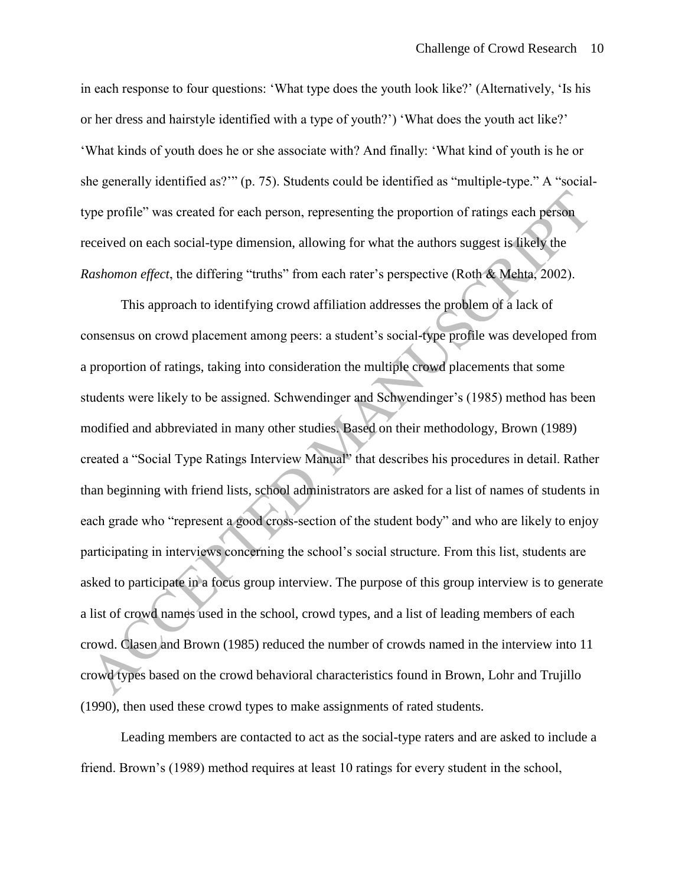in each response to four questions: 'What type does the youth look like?' (Alternatively, 'Is his or her dress and hairstyle identified with a type of youth?') 'What does the youth act like?' 'What kinds of youth does he or she associate with? And finally: 'What kind of youth is he or she generally identified as?'" (p. 75). Students could be identified as "multiple-type." A "social-type profile" was created for each person, representing the proportion of ratings each person received on each social-type dimension, allowing for what the authors suggest is likely the *Rashomon effect*, the differing "truths" from each rater's perspective (Roth & Mehta, 2002).

This approach to identifying crowd affiliation addresses the problem of a lack of consensus on crowd placement among peers: a student's social-type profile was developed from a proportion of ratings, taking into consideration the multiple crowd placements that some students were likely to be assigned. Schwendinger and Schwendinger's (1985) method has been modified and abbreviated in many other studies. Based on their methodology, Brown (1989) created a "Social Type Ratings Interview Manual" that describes his procedures in detail. Rather than beginning with friend lists, school administrators are asked for a list of names of students in each grade who "represent a good cross-section of the student body" and who are likely to enjoy participating in interviews concerning the school's social structure. From this list, students are asked to participate in a focus group interview. The purpose of this group interview is to generate a list of crowd names used in the school, crowd types, and a list of leading members of each crowd. Clasen and Brown (1985) reduced the number of crowds named in the interview into 11 crowd types based on the crowd behavioral characteristics found in Brown, Lohr and Trujillo (1990), then used these crowd types to make assignments of rated students.

Leading members are contacted to act as the social-type raters and are asked to include a friend. Brown's (1989) method requires at least 10 ratings for every student in the school,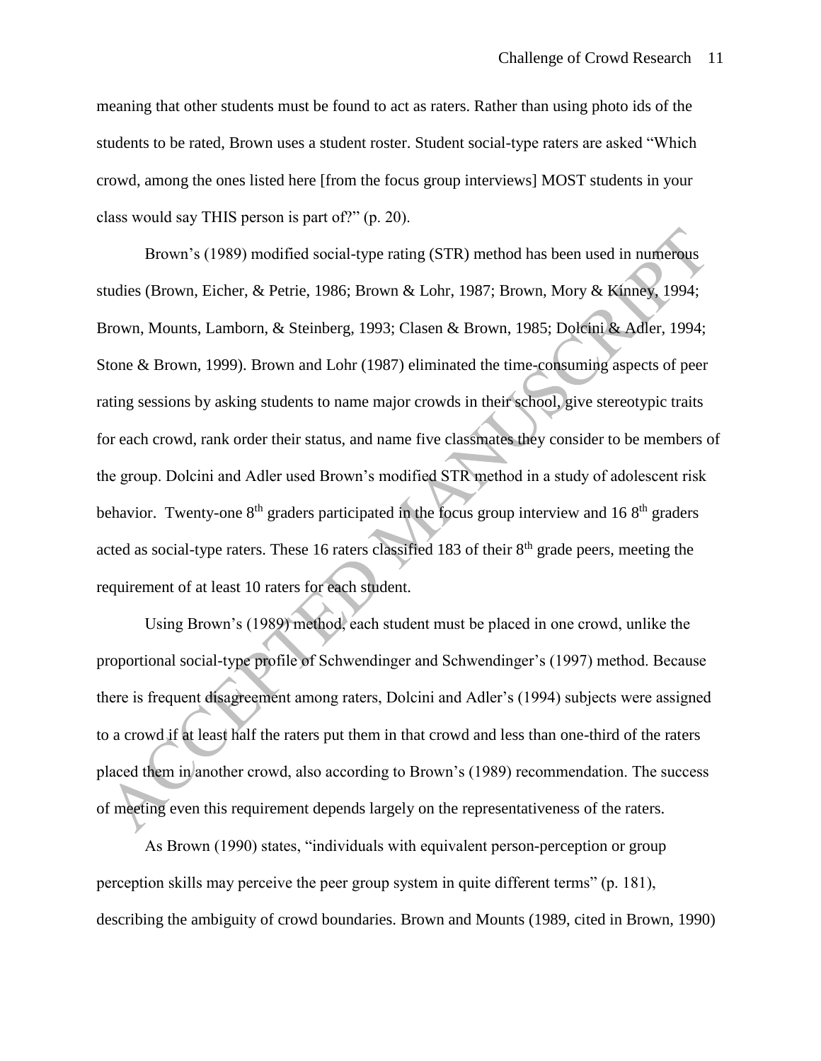meaning that other students must be found to act as raters. Rather than using photo ids of the students to be rated, Brown uses a student roster. Student social-type raters are asked "Which crowd, among the ones listed here [from the focus group interviews] MOST students in your class would say THIS person is part of?" (p. 20).

Brown's (1989) modified social-type rating (STR) method has been used in numerous studies (Brown, Eicher, & Petrie, 1986; Brown & Lohr, 1987; Brown, Mory & Kinney, 1994; Brown, Mounts, Lamborn, & Steinberg, 1993; Clasen & Brown, 1985; Dolcini & Adler, 1994; Stone & Brown, 1999). Brown and Lohr (1987) eliminated the time-consuming aspects of peer rating sessions by asking students to name major crowds in their school, give stereotypic traits for each crowd, rank order their status, and name five classmates they consider to be members of the group. Dolcini and Adler used Brown's modified STR method in a study of adolescent risk behavior. Twenty-one 8th graders participated in the focus group interview and 16 8th graders acted as social-type raters. These 16 raters classified 183 of their 8th grade peers, meeting the requirement of at least 10 raters for each student.

Using Brown's (1989) method, each student must be placed in one crowd, unlike the proportional social-type profile of Schwendinger and Schwendinger's (1997) method. Because there is frequent disagreement among raters, Dolcini and Adler's (1994) subjects were assigned to a crowd if at least half the raters put them in that crowd and less than one-third of the raters placed them in another crowd, also according to Brown's (1989) recommendation. The success of meeting even this requirement depends largely on the representativeness of the raters.

As Brown (1990) states, "individuals with equivalent person-perception or group perception skills may perceive the peer group system in quite different terms" (p. 181), describing the ambiguity of crowd boundaries. Brown and Mounts (1989, cited in Brown, 1990)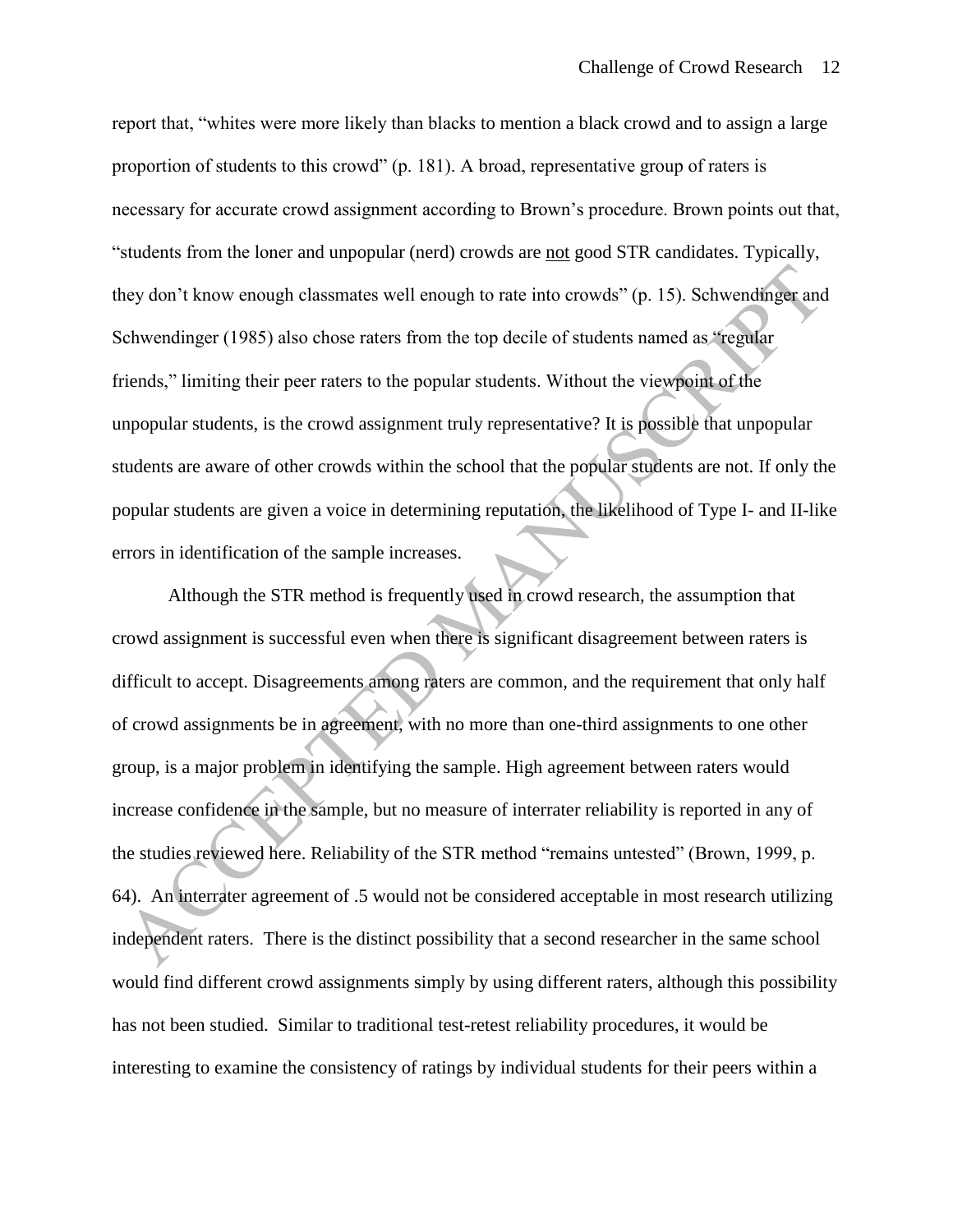report that, "whites were more likely than blacks to mention a black crowd and to assign a large proportion of students to this crowd" (p. 181). A broad, representative group of raters is necessary for accurate crowd assignment according to Brown's procedure. Brown points out that, "students from the loner and unpopular (nerd) crowds are not good STR candidates. Typically, they don't know enough classmates well enough to rate into crowds" (p. 15). Schwendinger and Schwendinger (1985) also chose raters from the top decile of students named as "regular friends," limiting their peer raters to the popular students. Without the viewpoint of the unpopular students, is the crowd assignment truly representative? It is possible that unpopular students are aware of other crowds within the school that the popular students are not. If only the popular students are given a voice in determining reputation, the likelihood of Type I- and II-like errors in identification of the sample increases.

Although the STR method is frequently used in crowd research, the assumption that crowd assignment is successful even when there is significant disagreement between raters is difficult to accept. Disagreements among raters are common, and the requirement that only half of crowd assignments be in agreement, with no more than one-third assignments to one other group, is a major problem in identifying the sample. High agreement between raters would increase confidence in the sample, but no measure of interrater reliability is reported in any of the studies reviewed here. Reliability of the STR method "remains untested" (Brown, 1999, p. 64). An interrater agreement of .5 would not be considered acceptable in most research utilizing independent raters. There is the distinct possibility that a second researcher in the same school would find different crowd assignments simply by using different raters, although this possibility has not been studied. Similar to traditional test-retest reliability procedures, it would be interesting to examine the consistency of ratings by individual students for their peers within a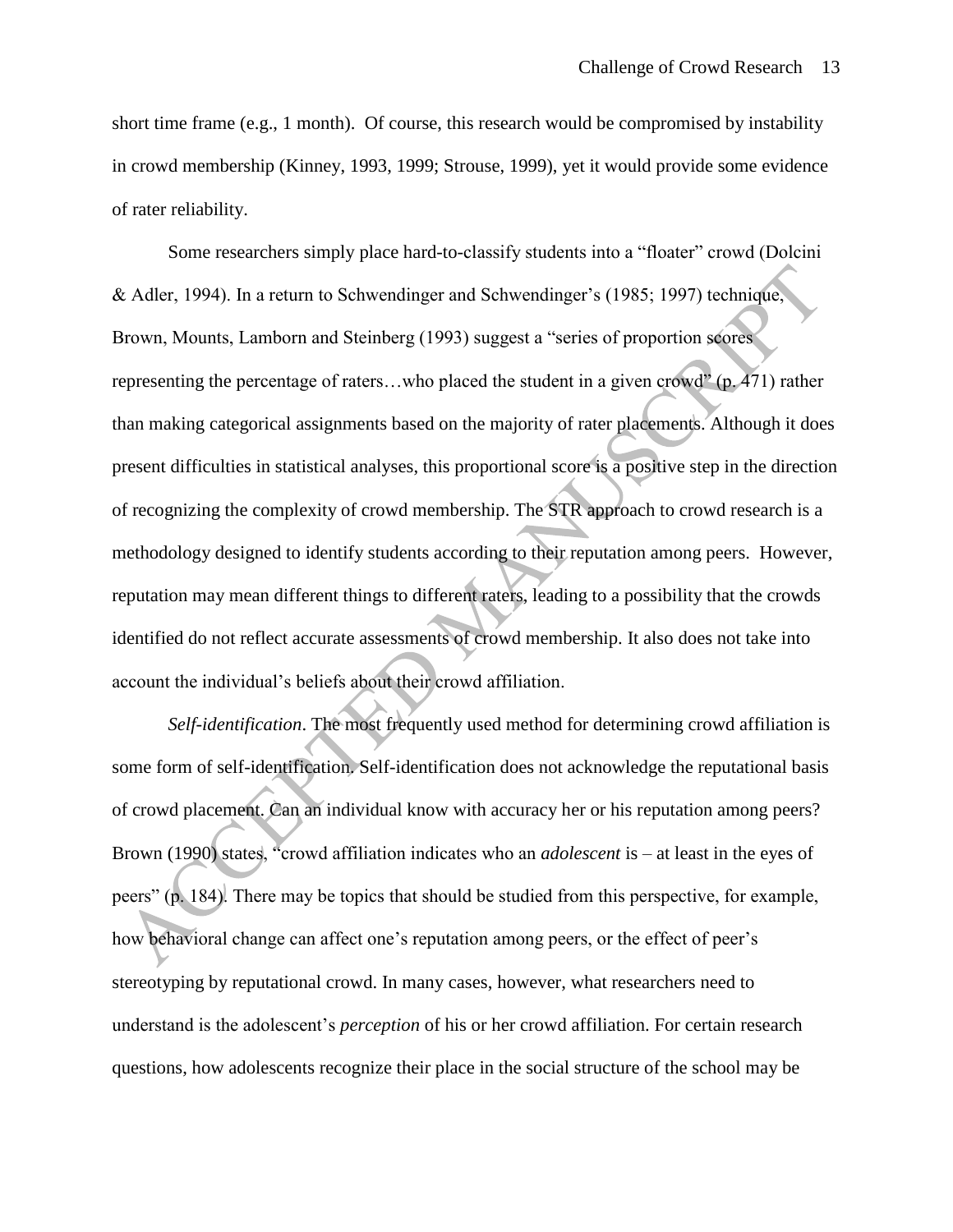short time frame (e.g., 1 month). Of course, this research would be compromised by instability in crowd membership (Kinney, 1993, 1999; Strouse, 1999), yet it would provide some evidence of rater reliability.

Some researchers simply place hard-to-classify students into a "floater" crowd (Dolcini & Adler, 1994). In a return to Schwendinger and Schwendinger's (1985; 1997) technique, Brown, Mounts, Lamborn and Steinberg (1993) suggest a "series of proportion scores representing the percentage of raters…who placed the student in a given crowd" (p. 471) rather than making categorical assignments based on the majority of rater placements. Although it does present difficulties in statistical analyses, this proportional score is a positive step in the direction of recognizing the complexity of crowd membership. The STR approach to crowd research is a methodology designed to identify students according to their reputation among peers. However, reputation may mean different things to different raters, leading to a possibility that the crowds identified do not reflect accurate assessments of crowd membership. It also does not take into account the individual's beliefs about their crowd affiliation.

*Self-identification*. The most frequently used method for determining crowd affiliation is some form of self-identification. Self-identification does not acknowledge the reputational basis of crowd placement. Can an individual know with accuracy her or his reputation among peers? Brown (1990) states, "crowd affiliation indicates who an *adolescent* is – at least in the eyes of peers" (p. 184). There may be topics that should be studied from this perspective, for example, how behavioral change can affect one's reputation among peers, or the effect of peer's stereotyping by reputational crowd. In many cases, however, what researchers need to understand is the adolescent's *perception* of his or her crowd affiliation. For certain research questions, how adolescents recognize their place in the social structure of the school may be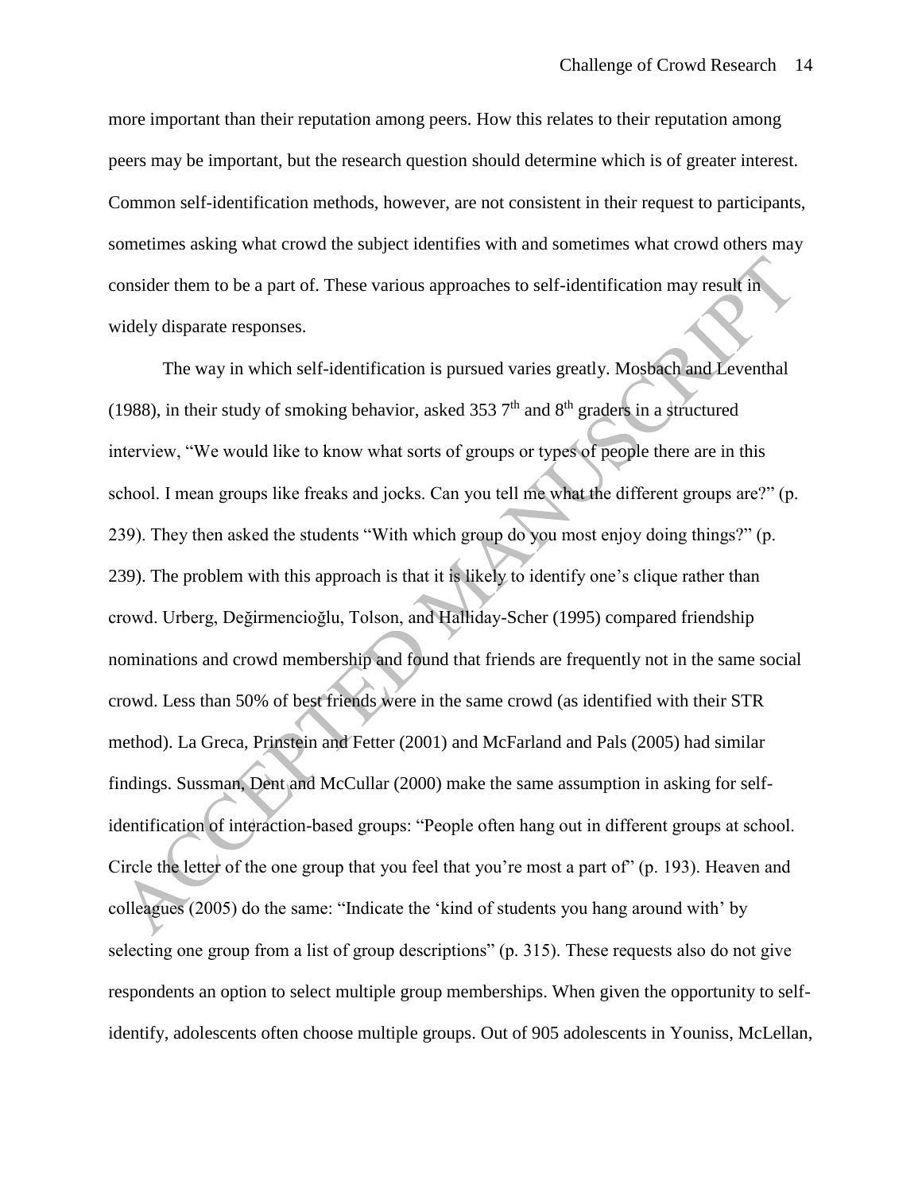more important than their reputation among peers. How this relates to their reputation among peers may be important, but the research question should determine which is of greater interest. Common self-identification methods, however, are not consistent in their request to participants, sometimes asking what crowd the subject identifies with and sometimes what crowd others may consider them to be a part of. These various approaches to self-identification may result in widely disparate responses.

The way in which self-identification is pursued varies greatly. Mosbach and Leventhal (1988), in their study of smoking behavior, asked 353 7th and 8th graders in a structured interview, "We would like to know what sorts of groups or types of people there are in this school. I mean groups like freaks and jocks. Can you tell me what the different groups are?" (p. 239). They then asked the students "With which group do you most enjoy doing things?" (p. 239). The problem with this approach is that it is likely to identify one's clique rather than crowd. Urberg, Değirmencioğlu, Tolson, and Halliday-Scher (1995) compared friendship nominations and crowd membership and found that friends are frequently not in the same social crowd. Less than 50% of best friends were in the same crowd (as identified with their STR method). La Greca, Prinstein and Fetter (2001) and McFarland and Pals (2005) had similar findings. Sussman, Dent and McCullar (2000) make the same assumption in asking for self-identification of interaction-based groups: "People often hang out in different groups at school. Circle the letter of the one group that you feel that you're most a part of" (p. 193). Heaven and colleagues (2005) do the same: "Indicate the 'kind of students you hang around with' by selecting one group from a list of group descriptions" (p. 315). These requests also do not give respondents an option to select multiple group memberships. When given the opportunity to self-identify, adolescents often choose multiple groups. Out of 905 adolescents in Youniss, McLellan,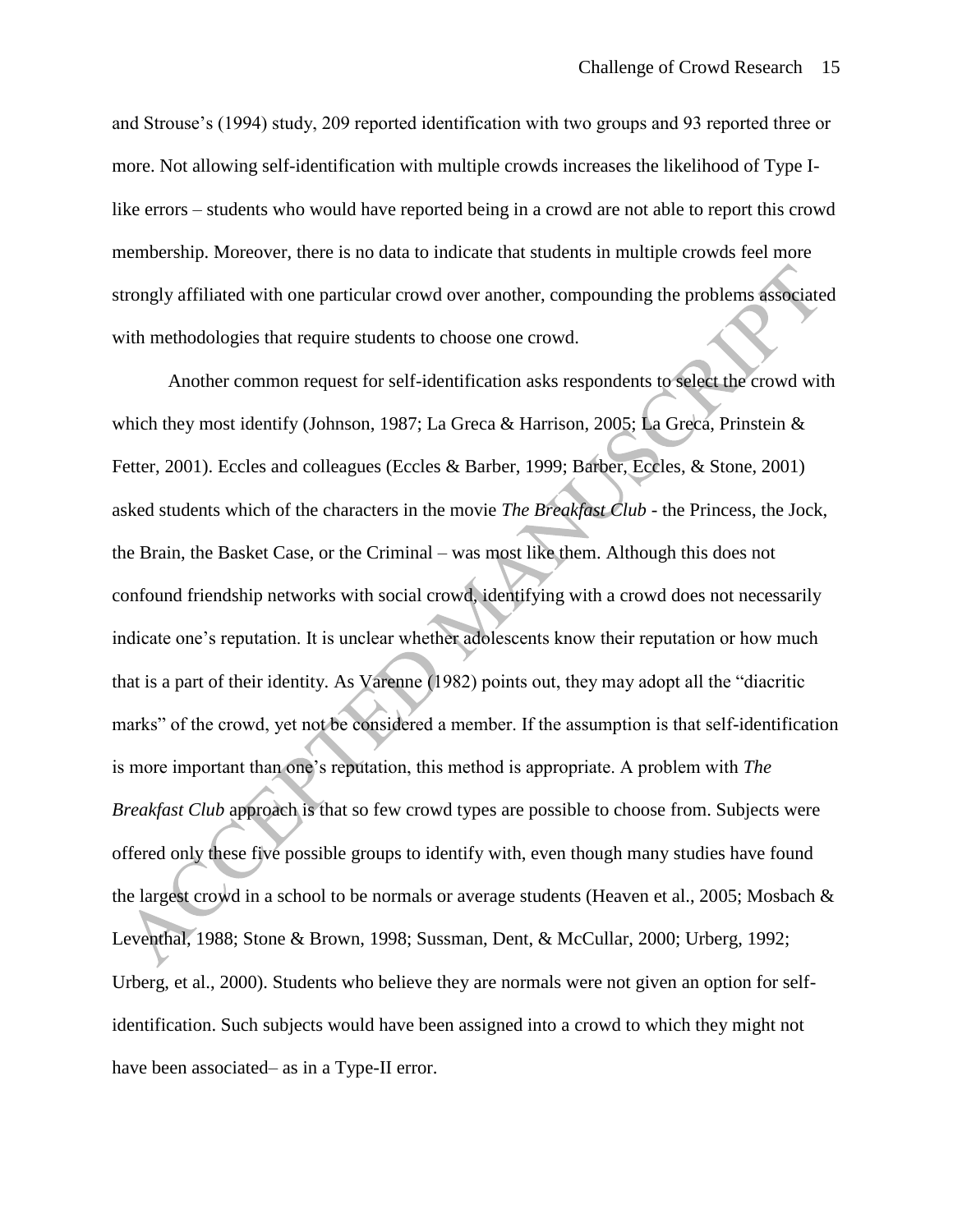and Strouse's (1994) study, 209 reported identification with two groups and 93 reported three or more. Not allowing self-identification with multiple crowds increases the likelihood of Type I-like errors – students who would have reported being in a crowd are not able to report this crowd membership. Moreover, there is no data to indicate that students in multiple crowds feel more strongly affiliated with one particular crowd over another, compounding the problems associated with methodologies that require students to choose one crowd.

Another common request for self-identification asks respondents to select the crowd with which they most identify (Johnson, 1987; La Greca & Harrison, 2005; La Greca, Prinstein & Fetter, 2001). Eccles and colleagues (Eccles & Barber, 1999; Barber, Eccles, & Stone, 2001) asked students which of the characters in the movie *The Breakfast Club* - the Princess, the Jock, the Brain, the Basket Case, or the Criminal – was most like them. Although this does not confound friendship networks with social crowd, identifying with a crowd does not necessarily indicate one's reputation. It is unclear whether adolescents know their reputation or how much that is a part of their identity. As Varenne (1982) points out, they may adopt all the "diacritic marks" of the crowd, yet not be considered a member. If the assumption is that self-identification is more important than one's reputation, this method is appropriate. A problem with *The Breakfast Club* approach is that so few crowd types are possible to choose from. Subjects were offered only these five possible groups to identify with, even though many studies have found the largest crowd in a school to be normals or average students (Heaven et al., 2005; Mosbach & Leventhal, 1988; Stone & Brown, 1998; Sussman, Dent, & McCullar, 2000; Urberg, 1992; Urberg, et al., 2000). Students who believe they are normals were not given an option for self-identification. Such subjects would have been assigned into a crowd to which they might not have been associated– as in a Type-II error.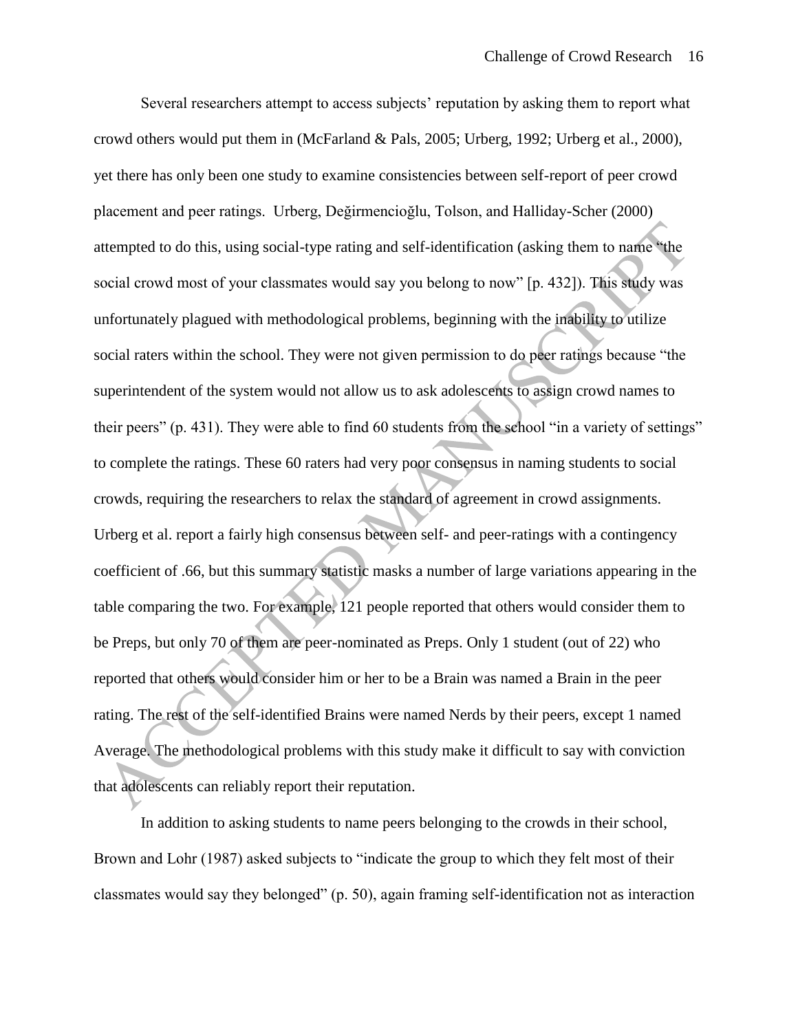Several researchers attempt to access subjects' reputation by asking them to report what crowd others would put them in (McFarland & Pals, 2005; Urberg, 1992; Urberg et al., 2000), yet there has only been one study to examine consistencies between self-report of peer crowd placement and peer ratings. Urberg, Değirmencioğlu, Tolson, and Halliday-Scher (2000) attempted to do this, using social-type rating and self-identification (asking them to name "the social crowd most of your classmates would say you belong to now" [p. 432]). This study was unfortunately plagued with methodological problems, beginning with the inability to utilize social raters within the school. They were not given permission to do peer ratings because "the superintendent of the system would not allow us to ask adolescents to assign crowd names to their peers" (p. 431). They were able to find 60 students from the school "in a variety of settings" to complete the ratings. These 60 raters had very poor consensus in naming students to social crowds, requiring the researchers to relax the standard of agreement in crowd assignments. Urberg et al. report a fairly high consensus between self- and peer-ratings with a contingency coefficient of .66, but this summary statistic masks a number of large variations appearing in the table comparing the two. For example, 121 people reported that others would consider them to be Preps, but only 70 of them are peer-nominated as Preps. Only 1 student (out of 22) who reported that others would consider him or her to be a Brain was named a Brain in the peer rating. The rest of the self-identified Brains were named Nerds by their peers, except 1 named Average. The methodological problems with this study make it difficult to say with conviction that adolescents can reliably report their reputation.

In addition to asking students to name peers belonging to the crowds in their school, Brown and Lohr (1987) asked subjects to "indicate the group to which they felt most of their classmates would say they belonged" (p. 50), again framing self-identification not as interaction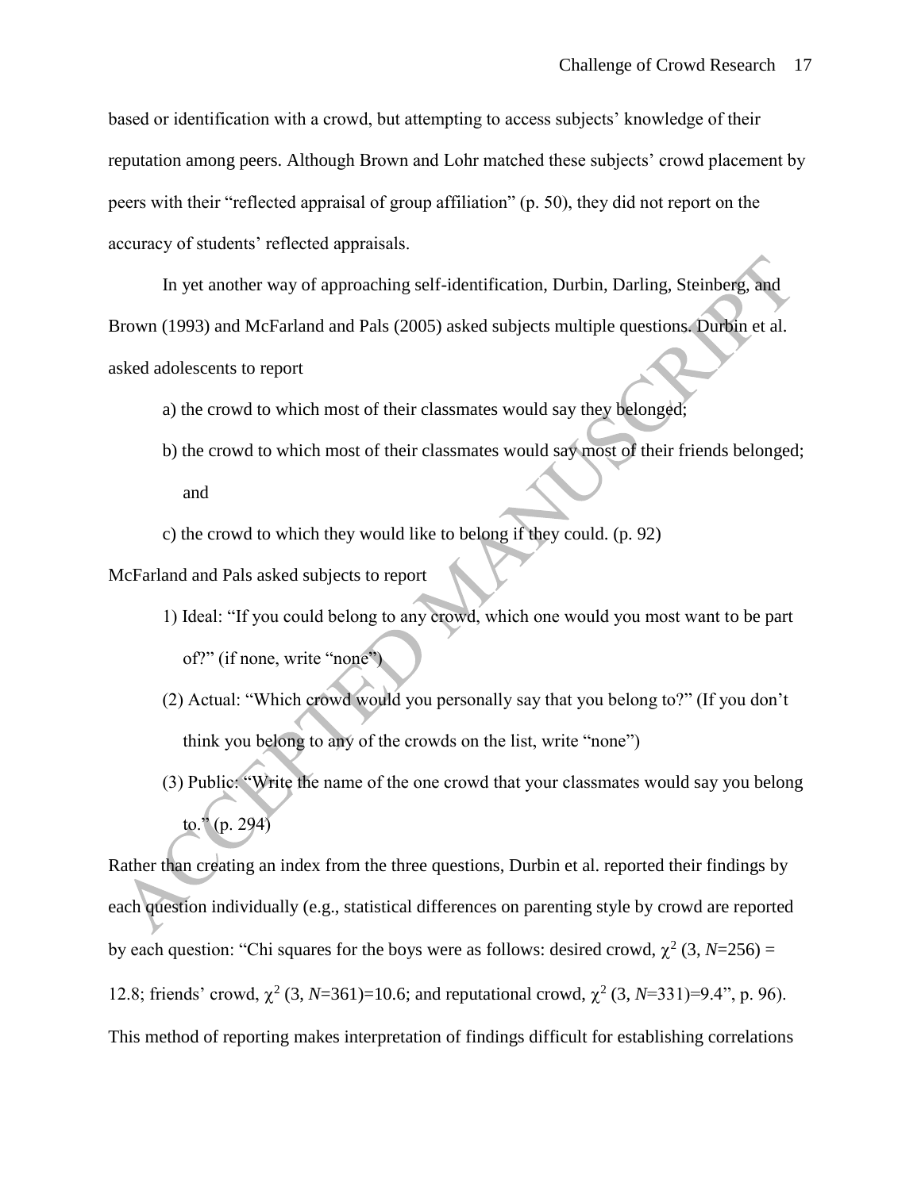based or identification with a crowd, but attempting to access subjects' knowledge of their reputation among peers. Although Brown and Lohr matched these subjects' crowd placement by peers with their "reflected appraisal of group affiliation" (p. 50), they did not report on the accuracy of students' reflected appraisals.

In yet another way of approaching self-identification, Durbin, Darling, Steinberg, and Brown (1993) and McFarland and Pals (2005) asked subjects multiple questions. Durbin et al. asked adolescents to report

a) the crowd to which most of their classmates would say they belonged;

b) the crowd to which most of their classmates would say most of their friends belonged; and

c) the crowd to which they would like to belong if they could. (p. 92)

McFarland and Pals asked subjects to report

1) Ideal: "If you could belong to any crowd, which one would you most want to be part of?" (if none, write "none")

(2) Actual: "Which crowd would you personally say that you belong to?" (If you don't think you belong to any of the crowds on the list, write "none")

(3) Public: "Write the name of the one crowd that your classmates would say you belong to." (p. 294)

Rather than creating an index from the three questions, Durbin et al. reported their findings by each question individually (e.g., statistical differences on parenting style by crowd are reported by each question: "Chi squares for the boys were as follows: desired crowd, $\chi^2$ (3, $N$=256) = 12.8; friends' crowd, $\chi^2$ (3, $N$=361)=10.6; and reputational crowd, $\chi^2$ (3, $N$=331)=9.4", p. 96). This method of reporting makes interpretation of findings difficult for establishing correlations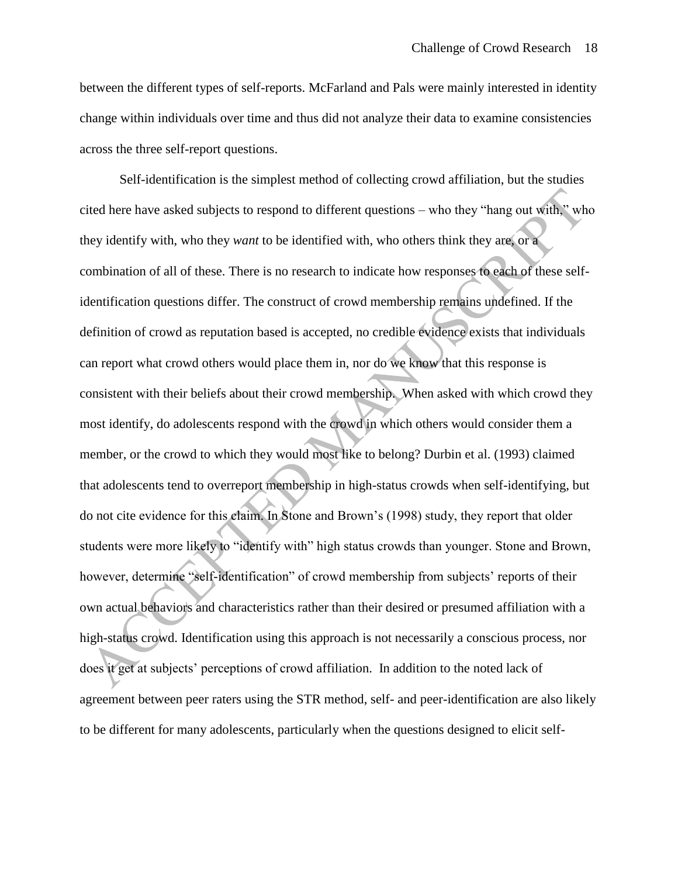between the different types of self-reports. McFarland and Pals were mainly interested in identity change within individuals over time and thus did not analyze their data to examine consistencies across the three self-report questions.

Self-identification is the simplest method of collecting crowd affiliation, but the studies cited here have asked subjects to respond to different questions – who they "hang out with," who they identify with, who they *want* to be identified with, who others think they are, or a combination of all of these. There is no research to indicate how responses to each of these self-identification questions differ. The construct of crowd membership remains undefined. If the definition of crowd as reputation based is accepted, no credible evidence exists that individuals can report what crowd others would place them in, nor do we know that this response is consistent with their beliefs about their crowd membership. When asked with which crowd they most identify, do adolescents respond with the crowd in which others would consider them a member, or the crowd to which they would most like to belong? Durbin et al. (1993) claimed that adolescents tend to overreport membership in high-status crowds when self-identifying, but do not cite evidence for this claim. In Stone and Brown's (1998) study, they report that older students were more likely to "identify with" high status crowds than younger. Stone and Brown, however, determine "self-identification" of crowd membership from subjects' reports of their own actual behaviors and characteristics rather than their desired or presumed affiliation with a high-status crowd. Identification using this approach is not necessarily a conscious process, nor does it get at subjects' perceptions of crowd affiliation. In addition to the noted lack of agreement between peer raters using the STR method, self- and peer-identification are also likely to be different for many adolescents, particularly when the questions designed to elicit self-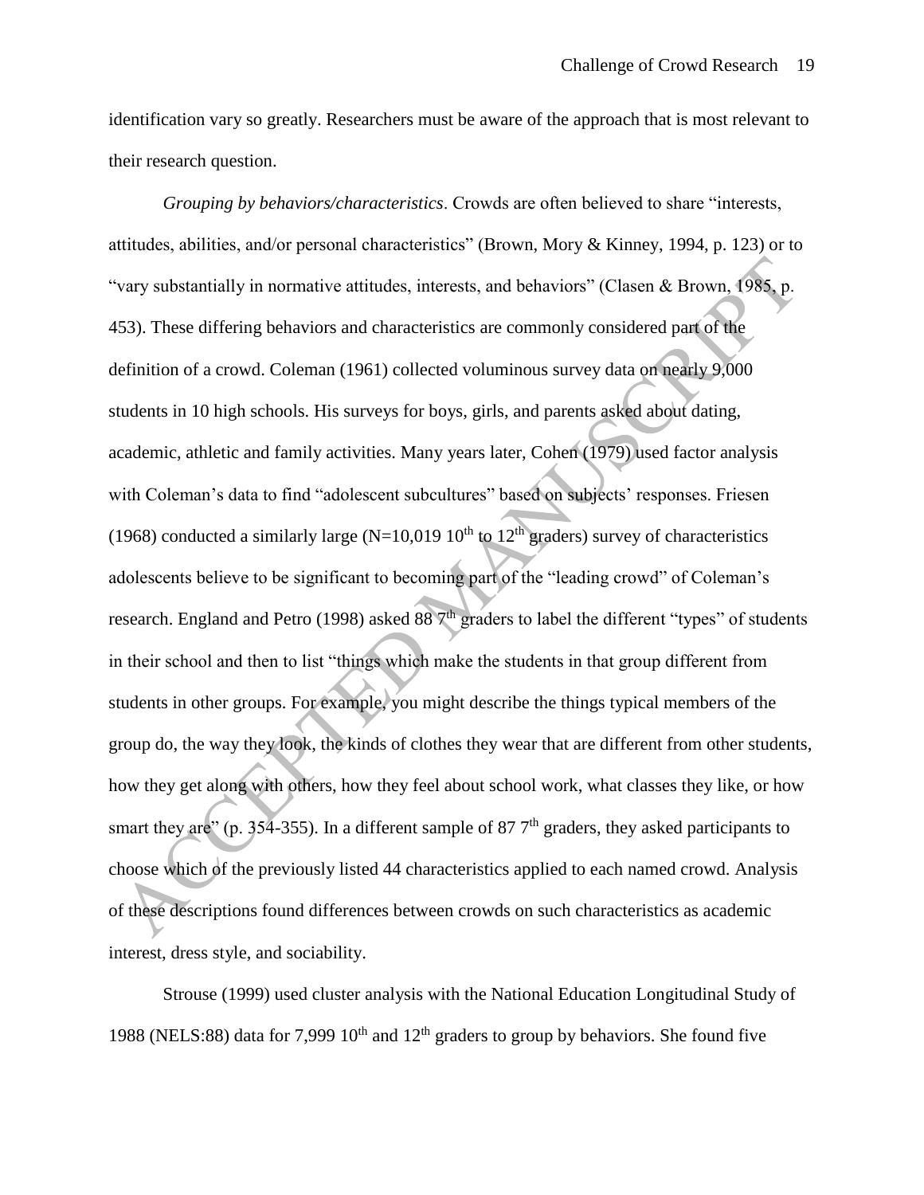identification vary so greatly. Researchers must be aware of the approach that is most relevant to their research question.

*Grouping by behaviors/characteristics*. Crowds are often believed to share "interests, attitudes, abilities, and/or personal characteristics" (Brown, Mory & Kinney, 1994, p. 123) or to "vary substantially in normative attitudes, interests, and behaviors" (Clasen & Brown, 1985, p. 453). These differing behaviors and characteristics are commonly considered part of the definition of a crowd. Coleman (1961) collected voluminous survey data on nearly 9,000 students in 10 high schools. His surveys for boys, girls, and parents asked about dating, academic, athletic and family activities. Many years later, Cohen (1979) used factor analysis with Coleman's data to find "adolescent subcultures" based on subjects' responses. Friesen (1968) conducted a similarly large (N=10,019 10$^{th}$ to 12$^{th}$ graders) survey of characteristics adolescents believe to be significant to becoming part of the "leading crowd" of Coleman's research. England and Petro (1998) asked 88 7$^{th}$ graders to label the different "types" of students in their school and then to list "things which make the students in that group different from students in other groups. For example, you might describe the things typical members of the group do, the way they look, the kinds of clothes they wear that are different from other students, how they get along with others, how they feel about school work, what classes they like, or how smart they are" (p. 354-355). In a different sample of 87 7$^{th}$ graders, they asked participants to choose which of the previously listed 44 characteristics applied to each named crowd. Analysis of these descriptions found differences between crowds on such characteristics as academic interest, dress style, and sociability.

Strouse (1999) used cluster analysis with the National Education Longitudinal Study of 1988 (NELS:88) data for 7,999 10$^{th}$ and 12$^{th}$ graders to group by behaviors. She found five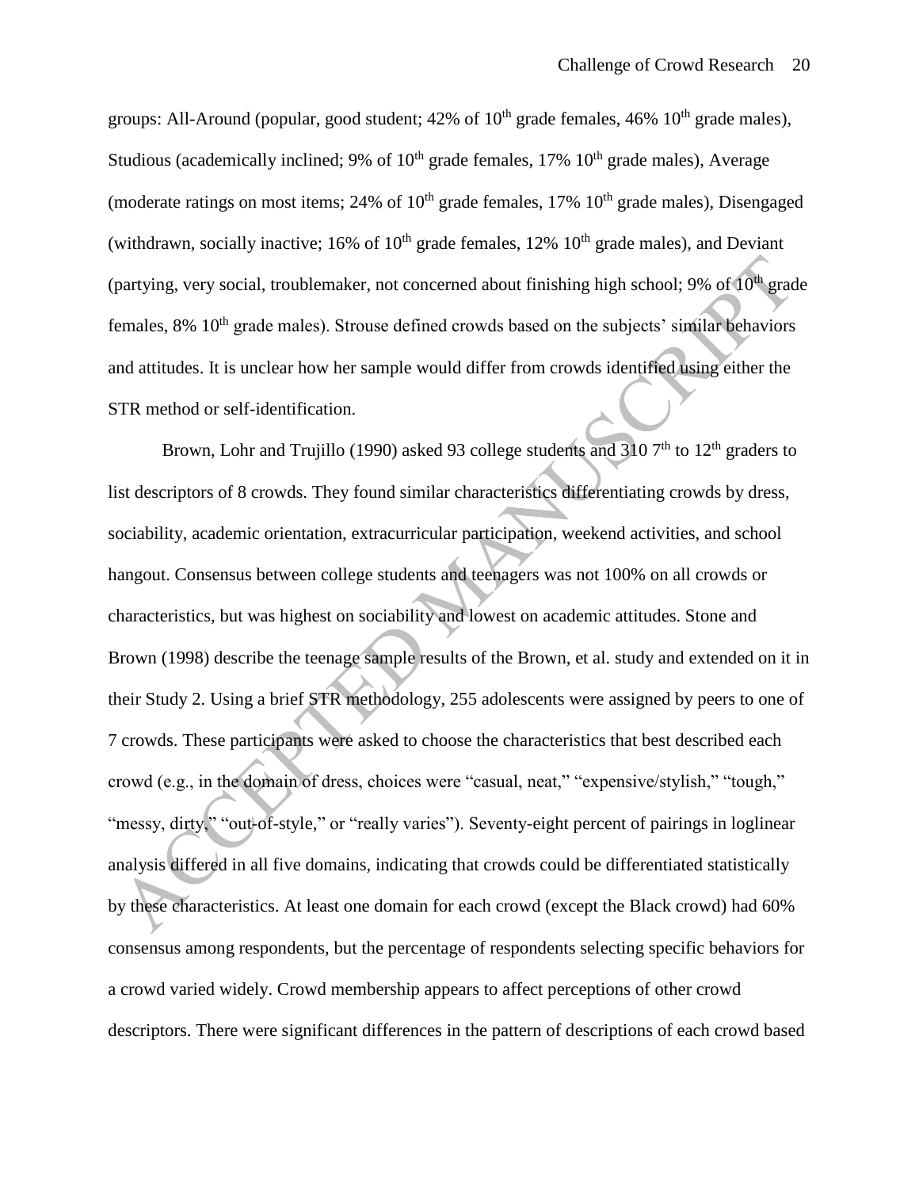groups: All-Around (popular, good student; 42% of 10th grade females, 46% 10th grade males), Studious (academically inclined; 9% of 10th grade females, 17% 10th grade males), Average (moderate ratings on most items; 24% of 10th grade females, 17% 10th grade males), Disengaged (withdrawn, socially inactive; 16% of 10th grade females, 12% 10th grade males), and Deviant (partying, very social, troublemaker, not concerned about finishing high school; 9% of 10th grade females, 8% 10th grade males). Strouse defined crowds based on the subjects' similar behaviors and attitudes. It is unclear how her sample would differ from crowds identified using either the STR method or self-identification.

Brown, Lohr and Trujillo (1990) asked 93 college students and 310 7th to 12th graders to list descriptors of 8 crowds. They found similar characteristics differentiating crowds by dress, sociability, academic orientation, extracurricular participation, weekend activities, and school hangout. Consensus between college students and teenagers was not 100% on all crowds or characteristics, but was highest on sociability and lowest on academic attitudes. Stone and Brown (1998) describe the teenage sample results of the Brown, et al. study and extended on it in their Study 2. Using a brief STR methodology, 255 adolescents were assigned by peers to one of 7 crowds. These participants were asked to choose the characteristics that best described each crowd (e.g., in the domain of dress, choices were "casual, neat," "expensive/stylish," "tough," "messy, dirty," "out-of-style," or "really varies"). Seventy-eight percent of pairings in loglinear analysis differed in all five domains, indicating that crowds could be differentiated statistically by these characteristics. At least one domain for each crowd (except the Black crowd) had 60% consensus among respondents, but the percentage of respondents selecting specific behaviors for a crowd varied widely. Crowd membership appears to affect perceptions of other crowd descriptors. There were significant differences in the pattern of descriptions of each crowd based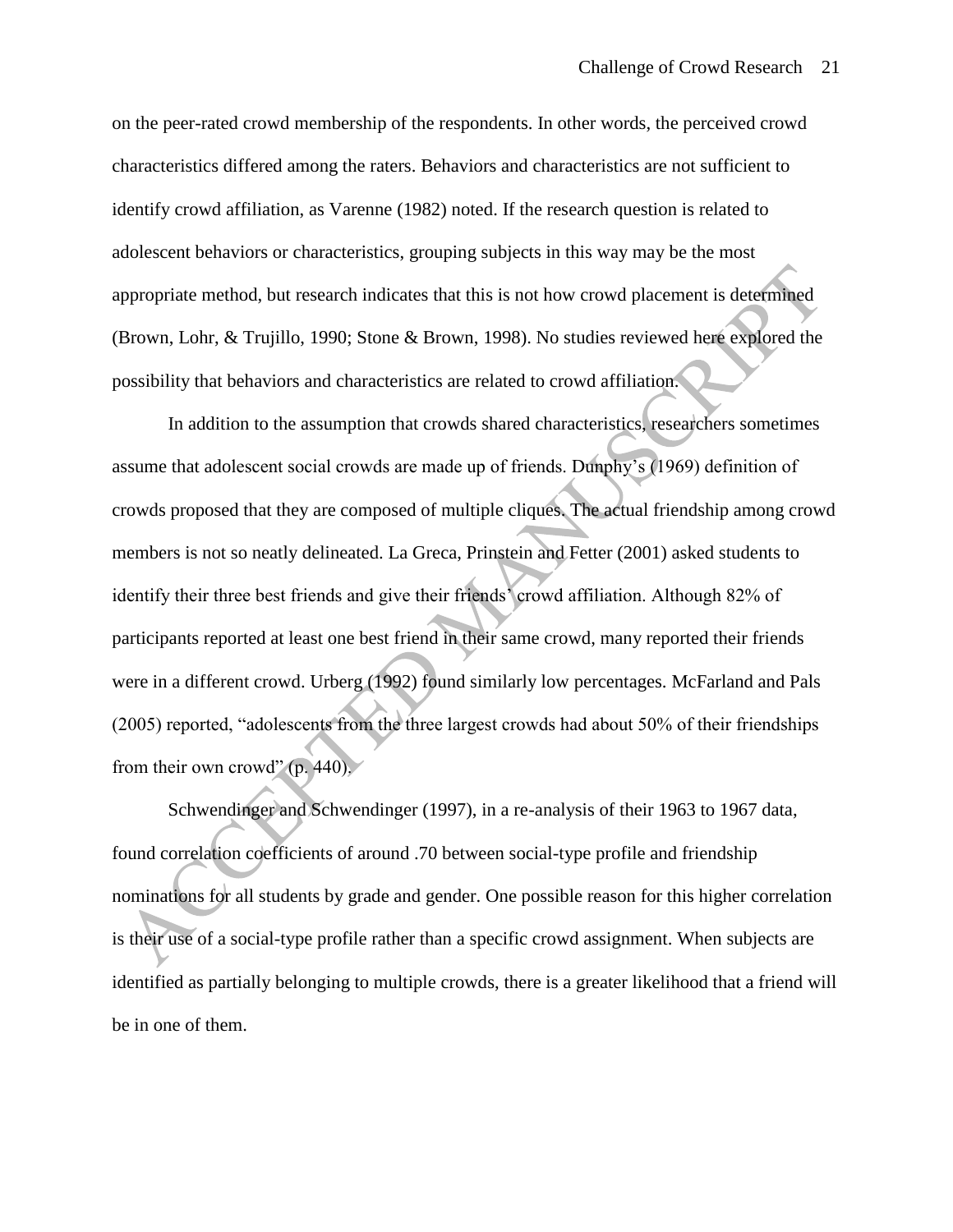on the peer-rated crowd membership of the respondents. In other words, the perceived crowd characteristics differed among the raters. Behaviors and characteristics are not sufficient to identify crowd affiliation, as Varenne (1982) noted. If the research question is related to adolescent behaviors or characteristics, grouping subjects in this way may be the most appropriate method, but research indicates that this is not how crowd placement is determined (Brown, Lohr, & Trujillo, 1990; Stone & Brown, 1998). No studies reviewed here explored the possibility that behaviors and characteristics are related to crowd affiliation.

In addition to the assumption that crowds shared characteristics, researchers sometimes assume that adolescent social crowds are made up of friends. Dunphy's (1969) definition of crowds proposed that they are composed of multiple cliques. The actual friendship among crowd members is not so neatly delineated. La Greca, Prinstein and Fetter (2001) asked students to identify their three best friends and give their friends' crowd affiliation. Although 82% of participants reported at least one best friend in their same crowd, many reported their friends were in a different crowd. Urberg (1992) found similarly low percentages. McFarland and Pals (2005) reported, "adolescents from the three largest crowds had about 50% of their friendships from their own crowd" (p. 440).

Schwendinger and Schwendinger (1997), in a re-analysis of their 1963 to 1967 data, found correlation coefficients of around .70 between social-type profile and friendship nominations for all students by grade and gender. One possible reason for this higher correlation is their use of a social-type profile rather than a specific crowd assignment. When subjects are identified as partially belonging to multiple crowds, there is a greater likelihood that a friend will be in one of them.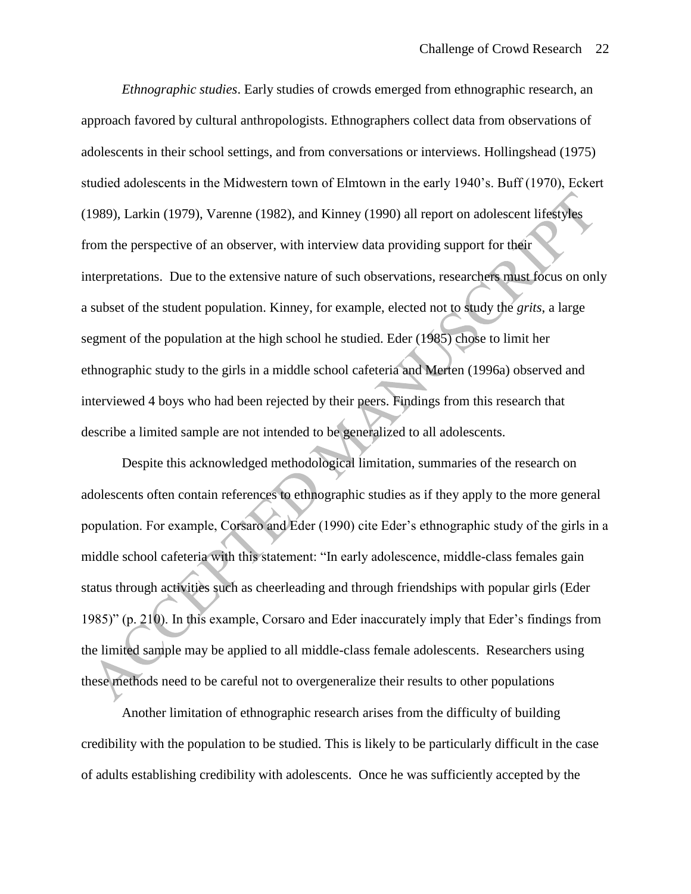*Ethnographic studies*. Early studies of crowds emerged from ethnographic research, an approach favored by cultural anthropologists. Ethnographers collect data from observations of adolescents in their school settings, and from conversations or interviews. Hollingshead (1975) studied adolescents in the Midwestern town of Elmtown in the early 1940's. Buff (1970), Eckert (1989), Larkin (1979), Varenne (1982), and Kinney (1990) all report on adolescent lifestyles from the perspective of an observer, with interview data providing support for their interpretations. Due to the extensive nature of such observations, researchers must focus on only a subset of the student population. Kinney, for example, elected not to study the *grits*, a large segment of the population at the high school he studied. Eder (1985) chose to limit her ethnographic study to the girls in a middle school cafeteria and Merten (1996a) observed and interviewed 4 boys who had been rejected by their peers. Findings from this research that describe a limited sample are not intended to be generalized to all adolescents.

Despite this acknowledged methodological limitation, summaries of the research on adolescents often contain references to ethnographic studies as if they apply to the more general population. For example, Corsaro and Eder (1990) cite Eder's ethnographic study of the girls in a middle school cafeteria with this statement: "In early adolescence, middle-class females gain status through activities such as cheerleading and through friendships with popular girls (Eder 1985)" (p. 210). In this example, Corsaro and Eder inaccurately imply that Eder's findings from the limited sample may be applied to all middle-class female adolescents. Researchers using these methods need to be careful not to overgeneralize their results to other populations

Another limitation of ethnographic research arises from the difficulty of building credibility with the population to be studied. This is likely to be particularly difficult in the case of adults establishing credibility with adolescents. Once he was sufficiently accepted by the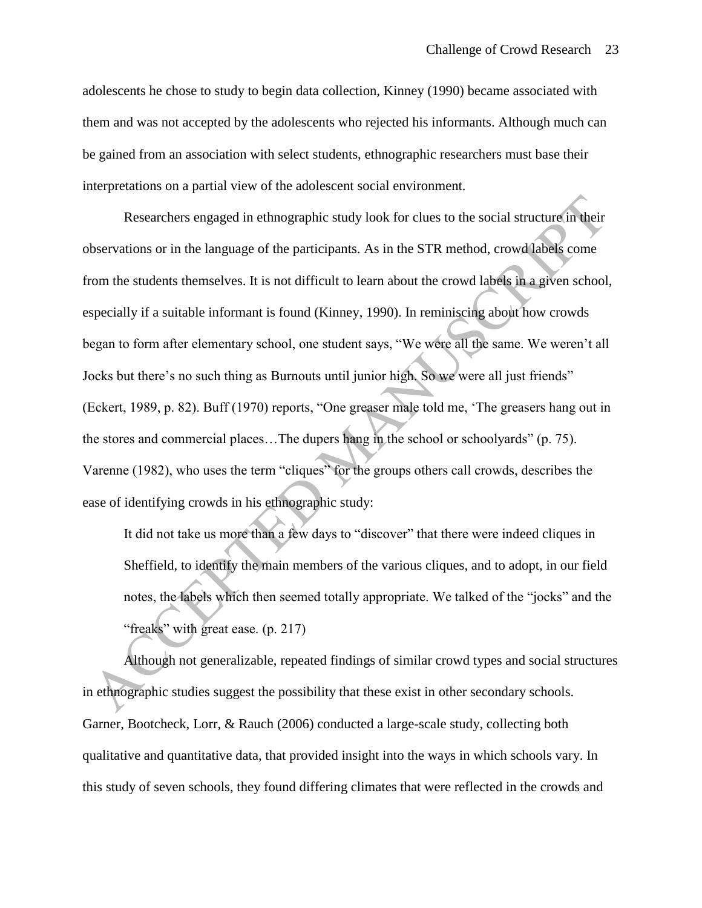adolescents he chose to study to begin data collection, Kinney (1990) became associated with them and was not accepted by the adolescents who rejected his informants. Although much can be gained from an association with select students, ethnographic researchers must base their interpretations on a partial view of the adolescent social environment.

Researchers engaged in ethnographic study look for clues to the social structure in their observations or in the language of the participants. As in the STR method, crowd labels come from the students themselves. It is not difficult to learn about the crowd labels in a given school, especially if a suitable informant is found (Kinney, 1990). In reminiscing about how crowds began to form after elementary school, one student says, "We were all the same. We weren't all Jocks but there's no such thing as Burnouts until junior high. So we were all just friends" (Eckert, 1989, p. 82). Buff (1970) reports, "One greaser male told me, 'The greasers hang out in the stores and commercial places…The dupers hang in the school or schoolyards" (p. 75). Varenne (1982), who uses the term "cliques" for the groups others call crowds, describes the ease of identifying crowds in his ethnographic study:

> It did not take us more than a few days to "discover" that there were indeed cliques in Sheffield, to identify the main members of the various cliques, and to adopt, in our field notes, the labels which then seemed totally appropriate. We talked of the "jocks" and the "freaks" with great ease. (p. 217)

Although not generalizable, repeated findings of similar crowd types and social structures in ethnographic studies suggest the possibility that these exist in other secondary schools. Garner, Bootcheck, Lorr, & Rauch (2006) conducted a large-scale study, collecting both qualitative and quantitative data, that provided insight into the ways in which schools vary. In this study of seven schools, they found differing climates that were reflected in the crowds and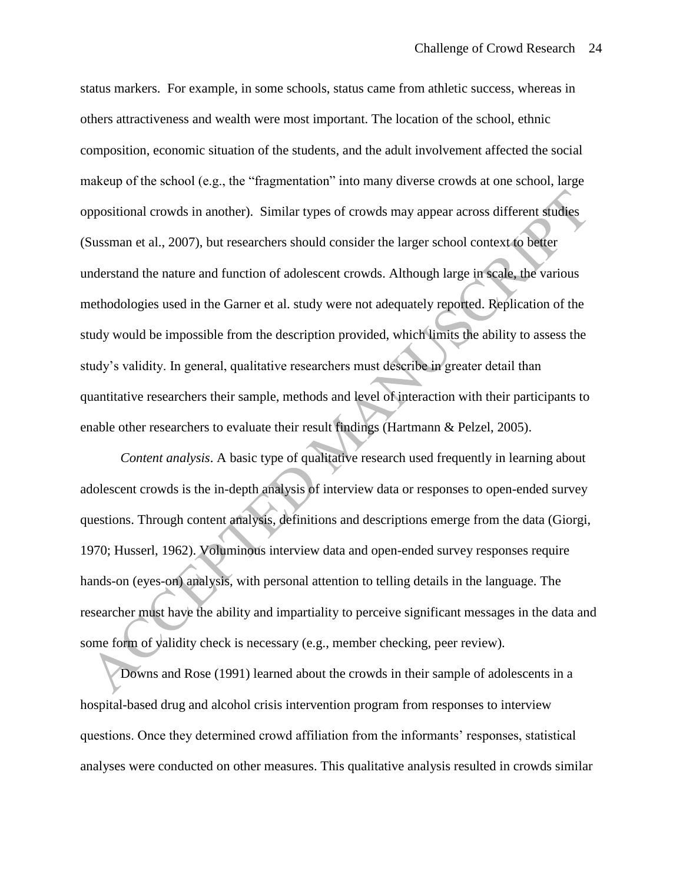status markers. For example, in some schools, status came from athletic success, whereas in others attractiveness and wealth were most important. The location of the school, ethnic composition, economic situation of the students, and the adult involvement affected the social makeup of the school (e.g., the "fragmentation" into many diverse crowds at one school, large oppositional crowds in another). Similar types of crowds may appear across different studies (Sussman et al., 2007), but researchers should consider the larger school context to better understand the nature and function of adolescent crowds. Although large in scale, the various methodologies used in the Garner et al. study were not adequately reported. Replication of the study would be impossible from the description provided, which limits the ability to assess the study's validity. In general, qualitative researchers must describe in greater detail than quantitative researchers their sample, methods and level of interaction with their participants to enable other researchers to evaluate their result findings (Hartmann & Pelzel, 2005).

*Content analysis*. A basic type of qualitative research used frequently in learning about adolescent crowds is the in-depth analysis of interview data or responses to open-ended survey questions. Through content analysis, definitions and descriptions emerge from the data (Giorgi, 1970; Husserl, 1962). Voluminous interview data and open-ended survey responses require hands-on (eyes-on) analysis, with personal attention to telling details in the language. The researcher must have the ability and impartiality to perceive significant messages in the data and some form of validity check is necessary (e.g., member checking, peer review).

Downs and Rose (1991) learned about the crowds in their sample of adolescents in a hospital-based drug and alcohol crisis intervention program from responses to interview questions. Once they determined crowd affiliation from the informants' responses, statistical analyses were conducted on other measures. This qualitative analysis resulted in crowds similar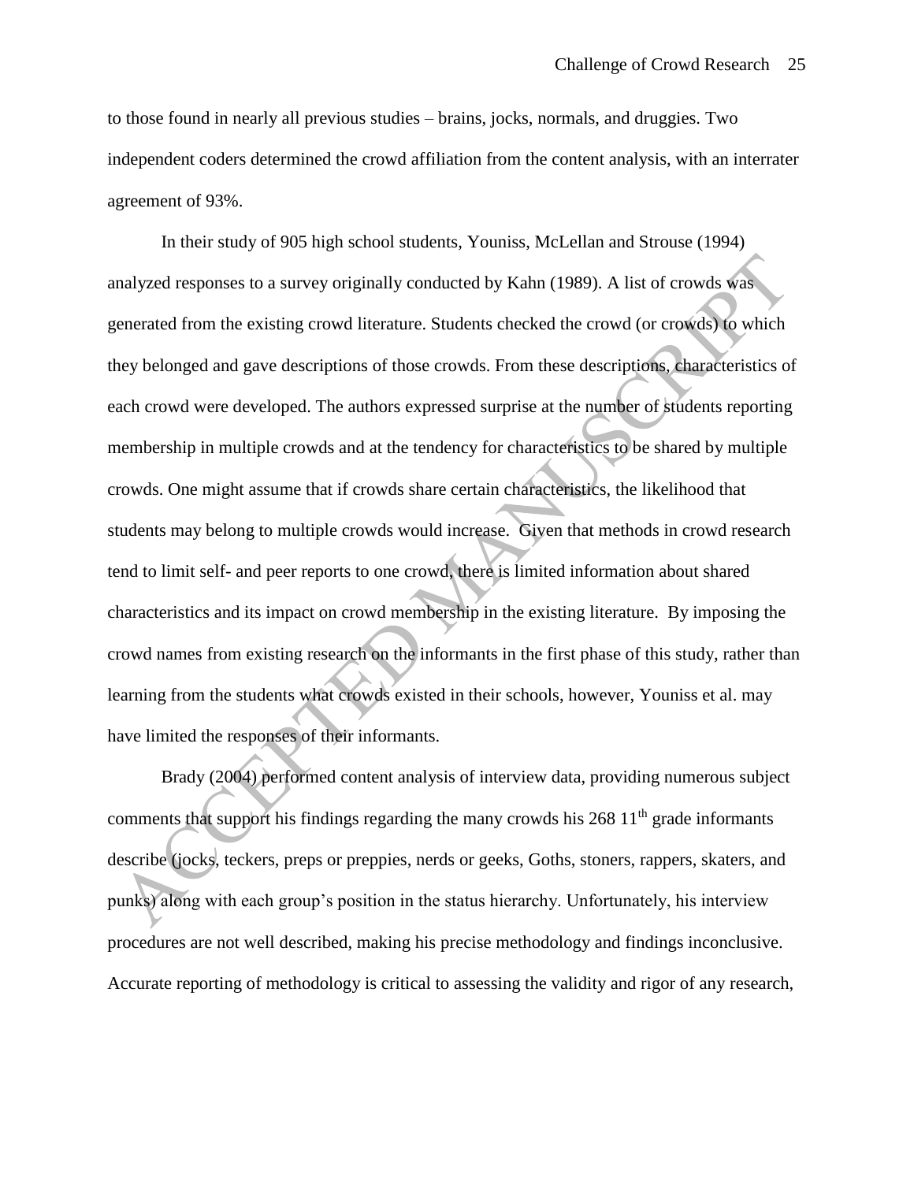to those found in nearly all previous studies – brains, jocks, normals, and druggies. Two independent coders determined the crowd affiliation from the content analysis, with an interrater agreement of 93%.

In their study of 905 high school students, Youniss, McLellan and Strouse (1994) analyzed responses to a survey originally conducted by Kahn (1989). A list of crowds was generated from the existing crowd literature. Students checked the crowd (or crowds) to which they belonged and gave descriptions of those crowds. From these descriptions, characteristics of each crowd were developed. The authors expressed surprise at the number of students reporting membership in multiple crowds and at the tendency for characteristics to be shared by multiple crowds. One might assume that if crowds share certain characteristics, the likelihood that students may belong to multiple crowds would increase. Given that methods in crowd research tend to limit self- and peer reports to one crowd, there is limited information about shared characteristics and its impact on crowd membership in the existing literature. By imposing the crowd names from existing research on the informants in the first phase of this study, rather than learning from the students what crowds existed in their schools, however, Youniss et al. may have limited the responses of their informants.

Brady (2004) performed content analysis of interview data, providing numerous subject comments that support his findings regarding the many crowds his 268 11th grade informants describe (jocks, teckers, preps or preppies, nerds or geeks, Goths, stoners, rappers, skaters, and punks) along with each group's position in the status hierarchy. Unfortunately, his interview procedures are not well described, making his precise methodology and findings inconclusive. Accurate reporting of methodology is critical to assessing the validity and rigor of any research,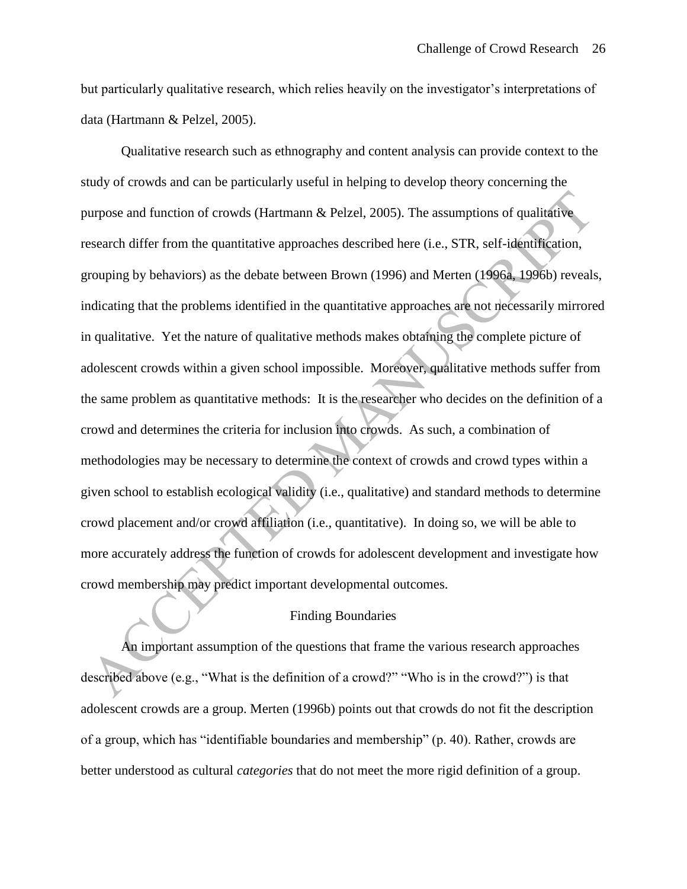but particularly qualitative research, which relies heavily on the investigator's interpretations of data (Hartmann & Pelzel, 2005).

Qualitative research such as ethnography and content analysis can provide context to the study of crowds and can be particularly useful in helping to develop theory concerning the purpose and function of crowds (Hartmann & Pelzel, 2005). The assumptions of qualitative research differ from the quantitative approaches described here (i.e., STR, self-identification, grouping by behaviors) as the debate between Brown (1996) and Merten (1996a, 1996b) reveals, indicating that the problems identified in the quantitative approaches are not necessarily mirrored in qualitative. Yet the nature of qualitative methods makes obtaining the complete picture of adolescent crowds within a given school impossible. Moreover, qualitative methods suffer from the same problem as quantitative methods: It is the researcher who decides on the definition of a crowd and determines the criteria for inclusion into crowds. As such, a combination of methodologies may be necessary to determine the context of crowds and crowd types within a given school to establish ecological validity (i.e., qualitative) and standard methods to determine crowd placement and/or crowd affiliation (i.e., quantitative). In doing so, we will be able to more accurately address the function of crowds for adolescent development and investigate how crowd membership may predict important developmental outcomes.

## Finding Boundaries

An important assumption of the questions that frame the various research approaches described above (e.g., "What is the definition of a crowd?" "Who is in the crowd?") is that adolescent crowds are a group. Merten (1996b) points out that crowds do not fit the description of a group, which has "identifiable boundaries and membership" (p. 40). Rather, crowds are better understood as cultural *categories* that do not meet the more rigid definition of a group.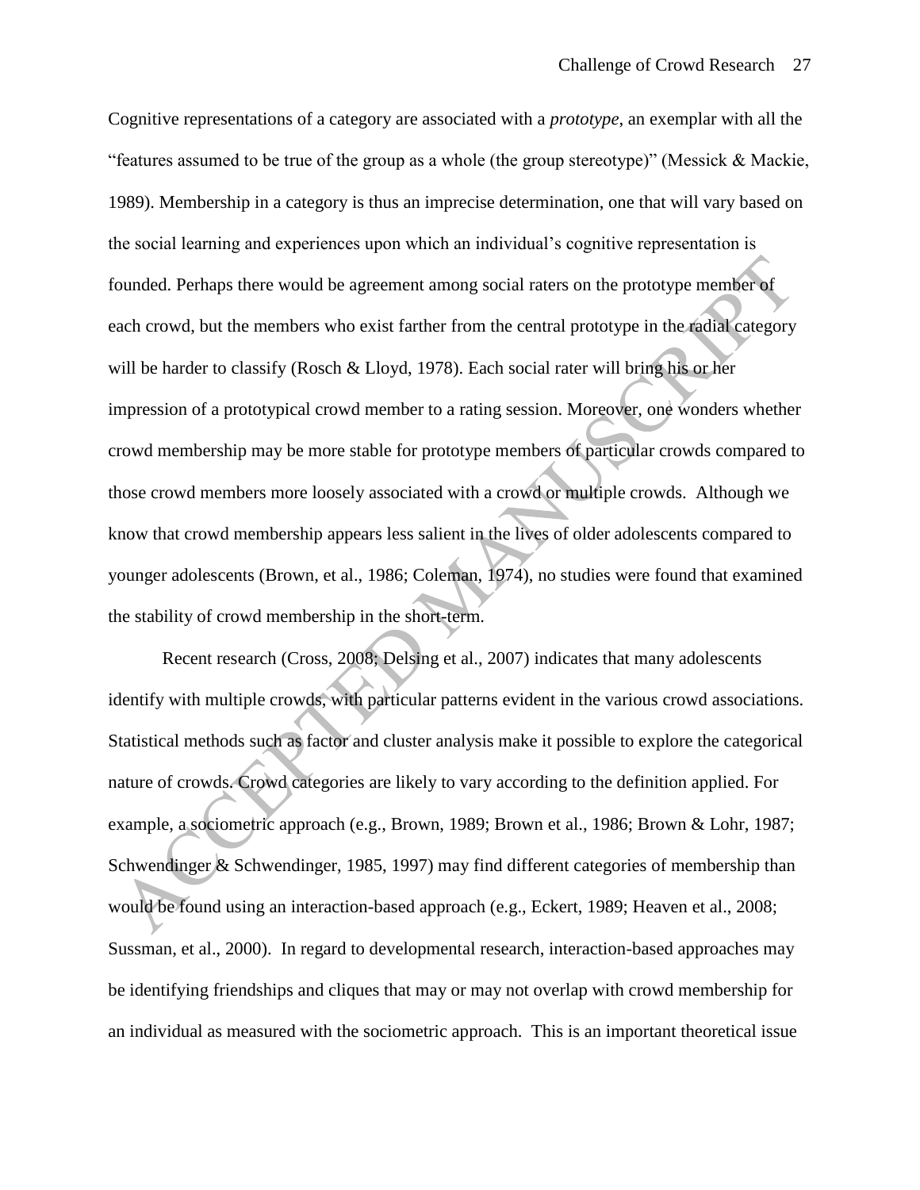Cognitive representations of a category are associated with a *prototype*, an exemplar with all the "features assumed to be true of the group as a whole (the group stereotype)" (Messick & Mackie, 1989). Membership in a category is thus an imprecise determination, one that will vary based on the social learning and experiences upon which an individual's cognitive representation is founded. Perhaps there would be agreement among social raters on the prototype member of each crowd, but the members who exist farther from the central prototype in the radial category will be harder to classify (Rosch & Lloyd, 1978). Each social rater will bring his or her impression of a prototypical crowd member to a rating session. Moreover, one wonders whether crowd membership may be more stable for prototype members of particular crowds compared to those crowd members more loosely associated with a crowd or multiple crowds. Although we know that crowd membership appears less salient in the lives of older adolescents compared to younger adolescents (Brown, et al., 1986; Coleman, 1974), no studies were found that examined the stability of crowd membership in the short-term.

Recent research (Cross, 2008; Delsing et al., 2007) indicates that many adolescents identify with multiple crowds, with particular patterns evident in the various crowd associations. Statistical methods such as factor and cluster analysis make it possible to explore the categorical nature of crowds. Crowd categories are likely to vary according to the definition applied. For example, a sociometric approach (e.g., Brown, 1989; Brown et al., 1986; Brown & Lohr, 1987; Schwendinger & Schwendinger, 1985, 1997) may find different categories of membership than would be found using an interaction-based approach (e.g., Eckert, 1989; Heaven et al., 2008; Sussman, et al., 2000). In regard to developmental research, interaction-based approaches may be identifying friendships and cliques that may or may not overlap with crowd membership for an individual as measured with the sociometric approach. This is an important theoretical issue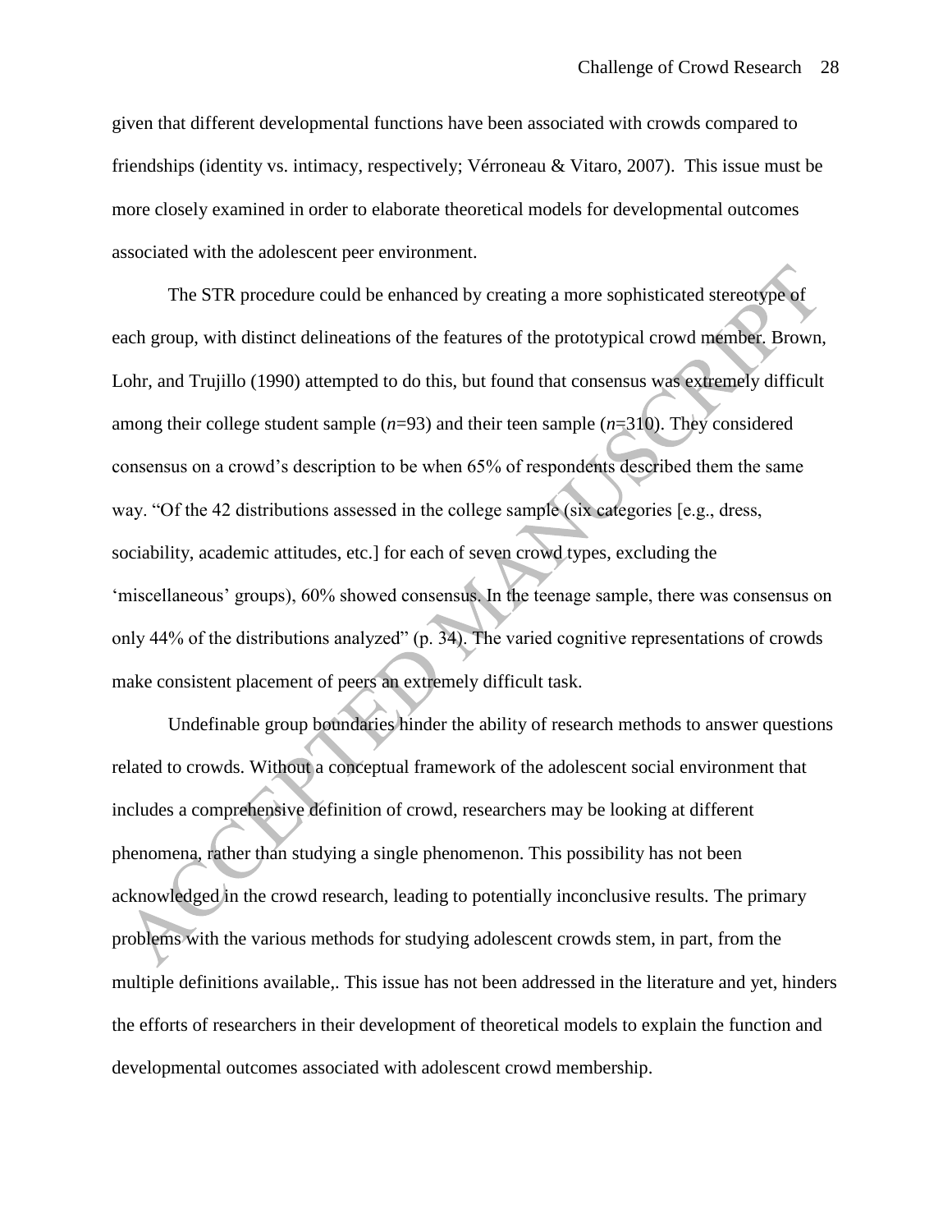given that different developmental functions have been associated with crowds compared to friendships (identity vs. intimacy, respectively; Vérroneau & Vitaro, 2007). This issue must be more closely examined in order to elaborate theoretical models for developmental outcomes associated with the adolescent peer environment.

The STR procedure could be enhanced by creating a more sophisticated stereotype of each group, with distinct delineations of the features of the prototypical crowd member. Brown, Lohr, and Trujillo (1990) attempted to do this, but found that consensus was extremely difficult among their college student sample ($n$=93) and their teen sample ($n$=310). They considered consensus on a crowd's description to be when 65% of respondents described them the same way. "Of the 42 distributions assessed in the college sample (six categories [e.g., dress, sociability, academic attitudes, etc.] for each of seven crowd types, excluding the 'miscellaneous' groups), 60% showed consensus. In the teenage sample, there was consensus on only 44% of the distributions analyzed" (p. 34). The varied cognitive representations of crowds make consistent placement of peers an extremely difficult task.

Undefinable group boundaries hinder the ability of research methods to answer questions related to crowds. Without a conceptual framework of the adolescent social environment that includes a comprehensive definition of crowd, researchers may be looking at different phenomena, rather than studying a single phenomenon. This possibility has not been acknowledged in the crowd research, leading to potentially inconclusive results. The primary problems with the various methods for studying adolescent crowds stem, in part, from the multiple definitions available,. This issue has not been addressed in the literature and yet, hinders the efforts of researchers in their development of theoretical models to explain the function and developmental outcomes associated with adolescent crowd membership.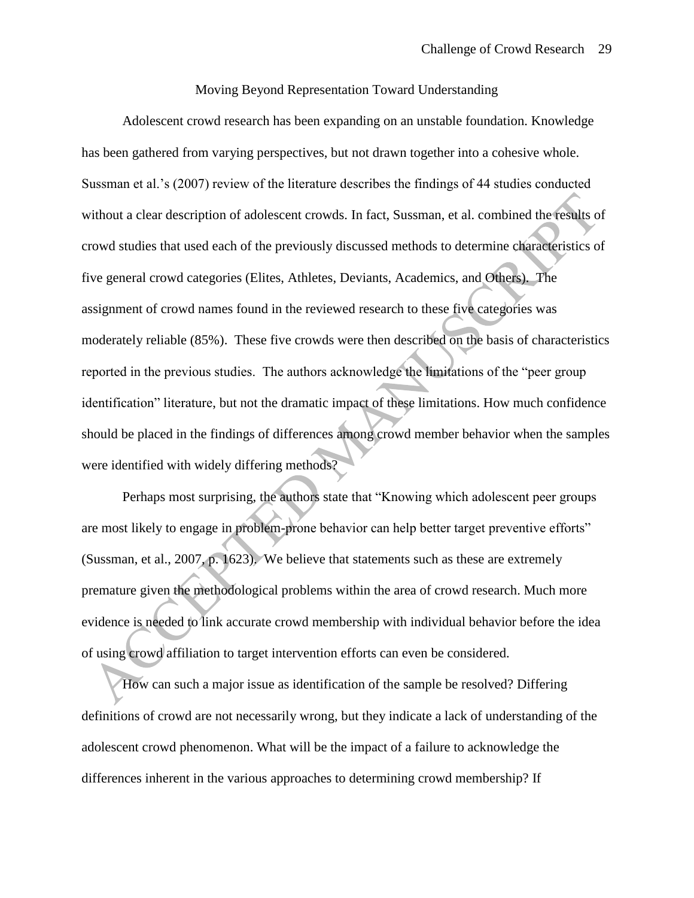## Moving Beyond Representation Toward Understanding

Adolescent crowd research has been expanding on an unstable foundation. Knowledge has been gathered from varying perspectives, but not drawn together into a cohesive whole. Sussman et al.'s (2007) review of the literature describes the findings of 44 studies conducted without a clear description of adolescent crowds. In fact, Sussman, et al. combined the results of crowd studies that used each of the previously discussed methods to determine characteristics of five general crowd categories (Elites, Athletes, Deviants, Academics, and Others). The assignment of crowd names found in the reviewed research to these five categories was moderately reliable (85%). These five crowds were then described on the basis of characteristics reported in the previous studies. The authors acknowledge the limitations of the "peer group identification" literature, but not the dramatic impact of these limitations. How much confidence should be placed in the findings of differences among crowd member behavior when the samples were identified with widely differing methods?

Perhaps most surprising, the authors state that "Knowing which adolescent peer groups are most likely to engage in problem-prone behavior can help better target preventive efforts" (Sussman, et al., 2007, p. 1623). We believe that statements such as these are extremely premature given the methodological problems within the area of crowd research. Much more evidence is needed to link accurate crowd membership with individual behavior before the idea of using crowd affiliation to target intervention efforts can even be considered.

How can such a major issue as identification of the sample be resolved? Differing definitions of crowd are not necessarily wrong, but they indicate a lack of understanding of the adolescent crowd phenomenon. What will be the impact of a failure to acknowledge the differences inherent in the various approaches to determining crowd membership? If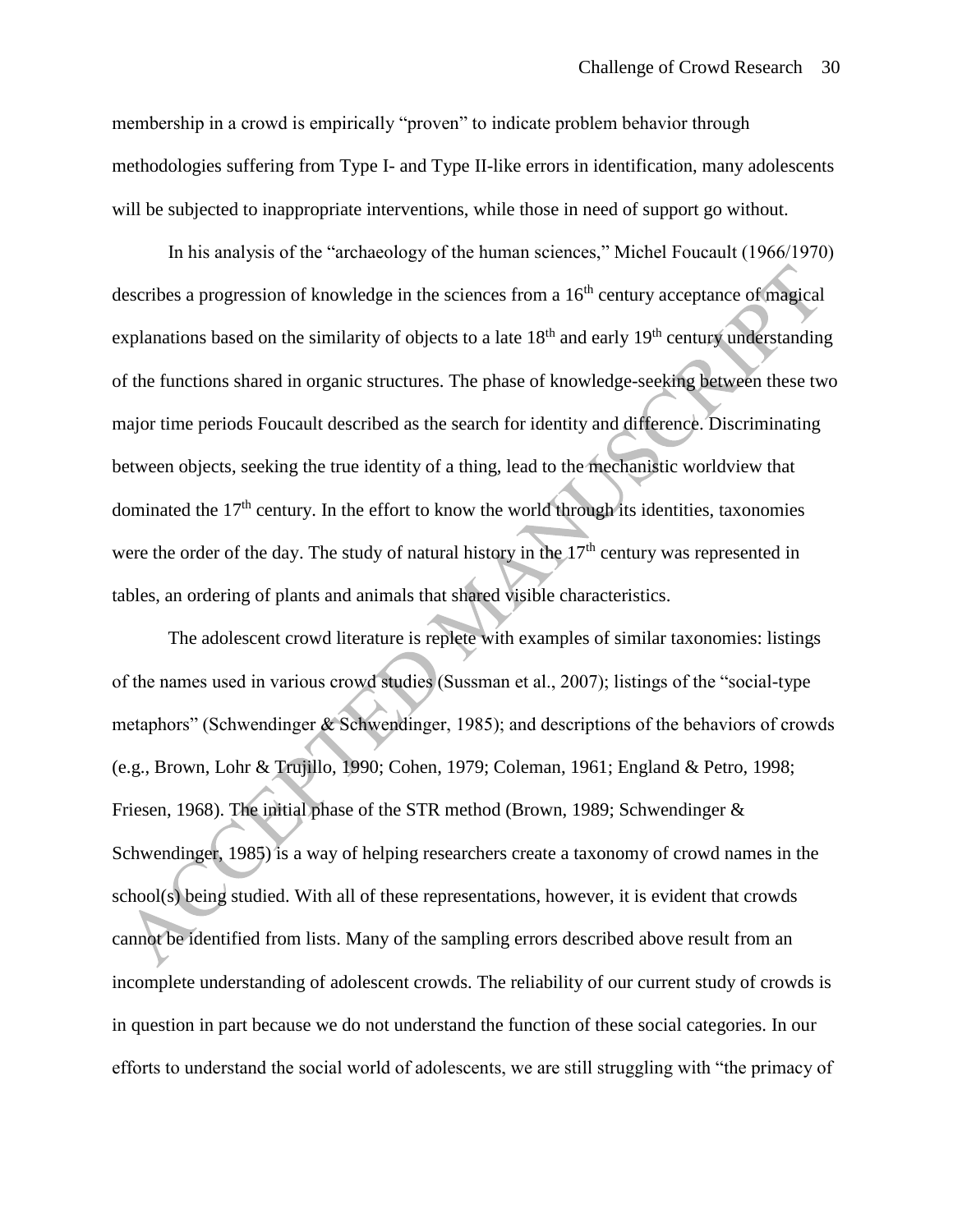membership in a crowd is empirically "proven" to indicate problem behavior through methodologies suffering from Type I- and Type II-like errors in identification, many adolescents will be subjected to inappropriate interventions, while those in need of support go without.

In his analysis of the "archaeology of the human sciences," Michel Foucault (1966/1970) describes a progression of knowledge in the sciences from a 16th century acceptance of magical explanations based on the similarity of objects to a late 18th and early 19th century understanding of the functions shared in organic structures. The phase of knowledge-seeking between these two major time periods Foucault described as the search for identity and difference. Discriminating between objects, seeking the true identity of a thing, lead to the mechanistic worldview that dominated the 17th century. In the effort to know the world through its identities, taxonomies were the order of the day. The study of natural history in the 17th century was represented in tables, an ordering of plants and animals that shared visible characteristics.

The adolescent crowd literature is replete with examples of similar taxonomies: listings of the names used in various crowd studies (Sussman et al., 2007); listings of the "social-type metaphors" (Schwendinger & Schwendinger, 1985); and descriptions of the behaviors of crowds (e.g., Brown, Lohr & Trujillo, 1990; Cohen, 1979; Coleman, 1961; England & Petro, 1998; Friesen, 1968). The initial phase of the STR method (Brown, 1989; Schwendinger & Schwendinger, 1985) is a way of helping researchers create a taxonomy of crowd names in the school(s) being studied. With all of these representations, however, it is evident that crowds cannot be identified from lists. Many of the sampling errors described above result from an incomplete understanding of adolescent crowds. The reliability of our current study of crowds is in question in part because we do not understand the function of these social categories. In our efforts to understand the social world of adolescents, we are still struggling with "the primacy of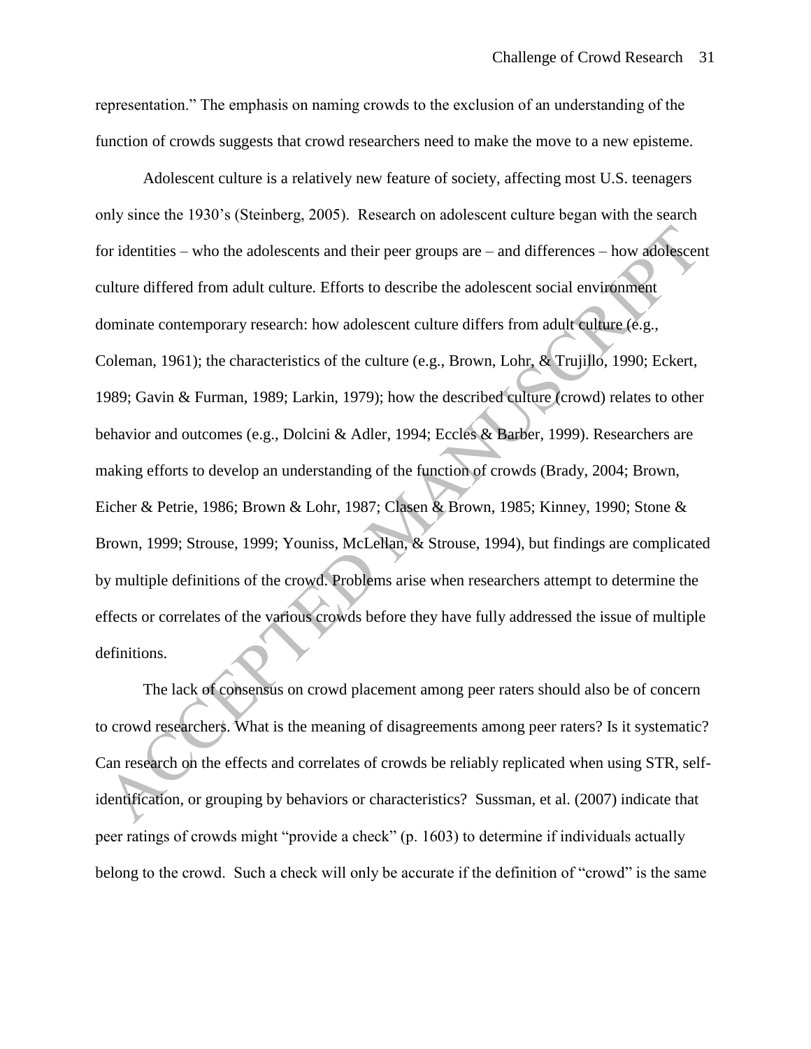representation." The emphasis on naming crowds to the exclusion of an understanding of the function of crowds suggests that crowd researchers need to make the move to a new episteme.

Adolescent culture is a relatively new feature of society, affecting most U.S. teenagers only since the 1930's (Steinberg, 2005). Research on adolescent culture began with the search for identities – who the adolescents and their peer groups are – and differences – how adolescent culture differed from adult culture. Efforts to describe the adolescent social environment dominate contemporary research: how adolescent culture differs from adult culture (e.g., Coleman, 1961); the characteristics of the culture (e.g., Brown, Lohr, & Trujillo, 1990; Eckert, 1989; Gavin & Furman, 1989; Larkin, 1979); how the described culture (crowd) relates to other behavior and outcomes (e.g., Dolcini & Adler, 1994; Eccles & Barber, 1999). Researchers are making efforts to develop an understanding of the function of crowds (Brady, 2004; Brown, Eicher & Petrie, 1986; Brown & Lohr, 1987; Clasen & Brown, 1985; Kinney, 1990; Stone & Brown, 1999; Strouse, 1999; Youniss, McLellan, & Strouse, 1994), but findings are complicated by multiple definitions of the crowd. Problems arise when researchers attempt to determine the effects or correlates of the various crowds before they have fully addressed the issue of multiple definitions.

The lack of consensus on crowd placement among peer raters should also be of concern to crowd researchers. What is the meaning of disagreements among peer raters? Is it systematic? Can research on the effects and correlates of crowds be reliably replicated when using STR, self-identification, or grouping by behaviors or characteristics? Sussman, et al. (2007) indicate that peer ratings of crowds might "provide a check" (p. 1603) to determine if individuals actually belong to the crowd. Such a check will only be accurate if the definition of "crowd" is the same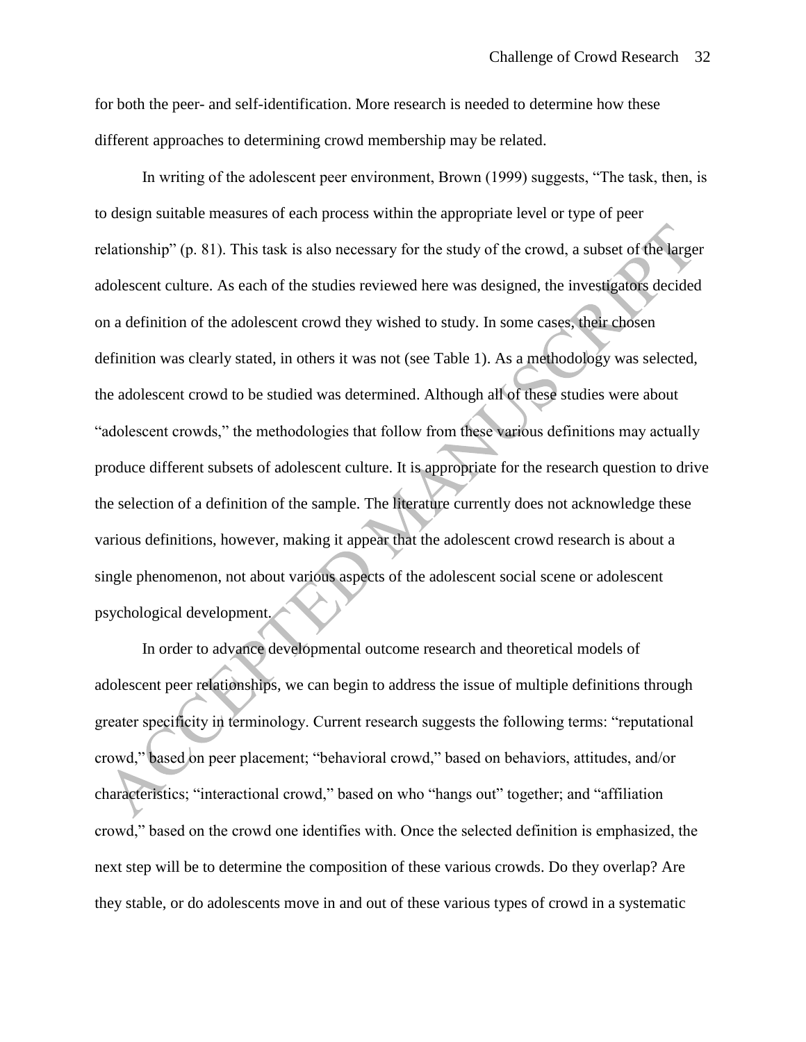for both the peer- and self-identification. More research is needed to determine how these different approaches to determining crowd membership may be related.

In writing of the adolescent peer environment, Brown (1999) suggests, "The task, then, is to design suitable measures of each process within the appropriate level or type of peer relationship" (p. 81). This task is also necessary for the study of the crowd, a subset of the larger adolescent culture. As each of the studies reviewed here was designed, the investigators decided on a definition of the adolescent crowd they wished to study. In some cases, their chosen definition was clearly stated, in others it was not (see Table 1). As a methodology was selected, the adolescent crowd to be studied was determined. Although all of these studies were about "adolescent crowds," the methodologies that follow from these various definitions may actually produce different subsets of adolescent culture. It is appropriate for the research question to drive the selection of a definition of the sample. The literature currently does not acknowledge these various definitions, however, making it appear that the adolescent crowd research is about a single phenomenon, not about various aspects of the adolescent social scene or adolescent psychological development.

In order to advance developmental outcome research and theoretical models of adolescent peer relationships, we can begin to address the issue of multiple definitions through greater specificity in terminology. Current research suggests the following terms: "reputational crowd," based on peer placement; "behavioral crowd," based on behaviors, attitudes, and/or characteristics; "interactional crowd," based on who "hangs out" together; and "affiliation crowd," based on the crowd one identifies with. Once the selected definition is emphasized, the next step will be to determine the composition of these various crowds. Do they overlap? Are they stable, or do adolescents move in and out of these various types of crowd in a systematic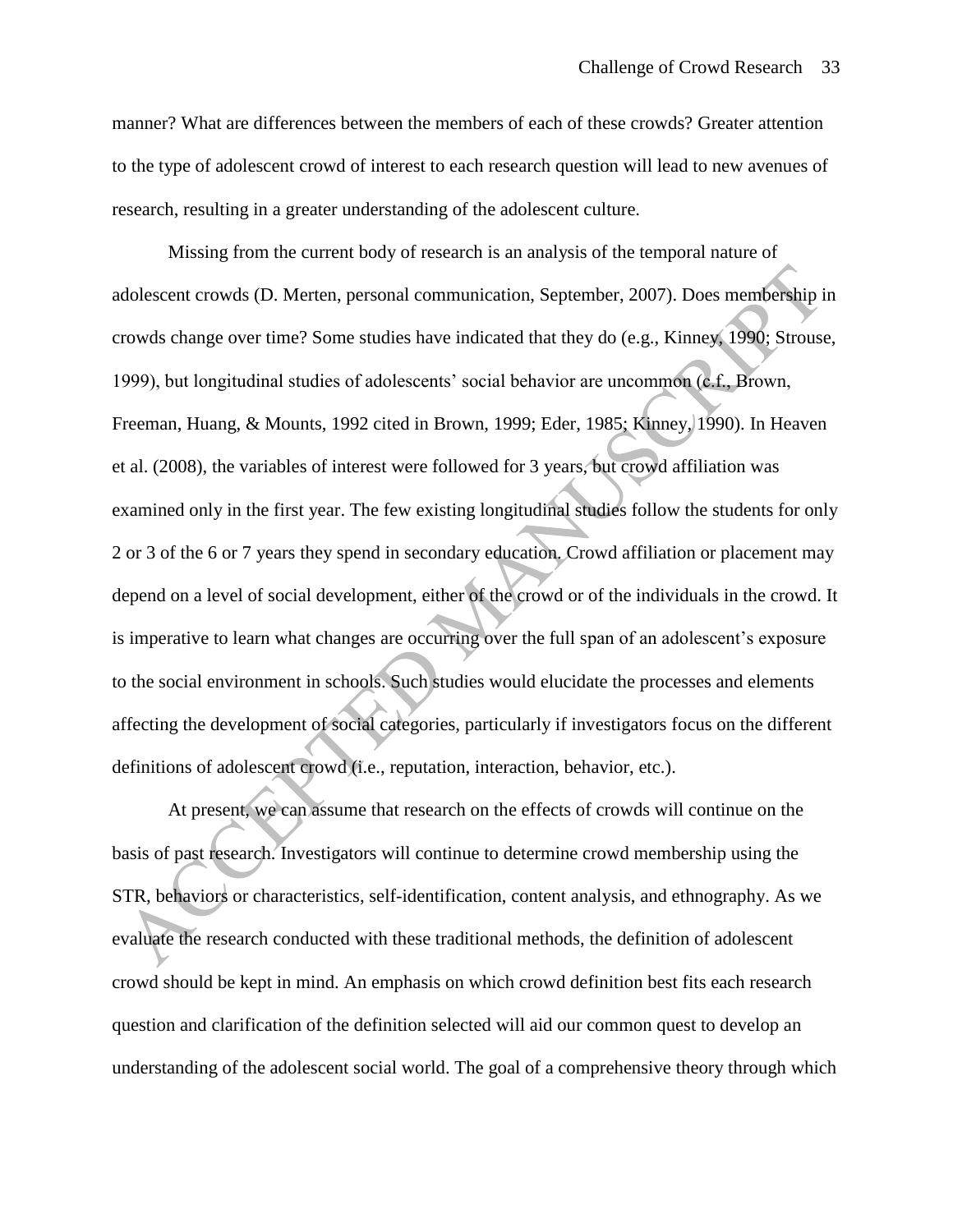manner? What are differences between the members of each of these crowds? Greater attention to the type of adolescent crowd of interest to each research question will lead to new avenues of research, resulting in a greater understanding of the adolescent culture.

Missing from the current body of research is an analysis of the temporal nature of adolescent crowds (D. Merten, personal communication, September, 2007). Does membership in crowds change over time? Some studies have indicated that they do (e.g., Kinney, 1990; Strouse, 1999), but longitudinal studies of adolescents' social behavior are uncommon (c.f., Brown, Freeman, Huang, & Mounts, 1992 cited in Brown, 1999; Eder, 1985; Kinney, 1990). In Heaven et al. (2008), the variables of interest were followed for 3 years, but crowd affiliation was examined only in the first year. The few existing longitudinal studies follow the students for only 2 or 3 of the 6 or 7 years they spend in secondary education. Crowd affiliation or placement may depend on a level of social development, either of the crowd or of the individuals in the crowd. It is imperative to learn what changes are occurring over the full span of an adolescent's exposure to the social environment in schools. Such studies would elucidate the processes and elements affecting the development of social categories, particularly if investigators focus on the different definitions of adolescent crowd (i.e., reputation, interaction, behavior, etc.).

At present, we can assume that research on the effects of crowds will continue on the basis of past research. Investigators will continue to determine crowd membership using the STR, behaviors or characteristics, self-identification, content analysis, and ethnography. As we evaluate the research conducted with these traditional methods, the definition of adolescent crowd should be kept in mind. An emphasis on which crowd definition best fits each research question and clarification of the definition selected will aid our common quest to develop an understanding of the adolescent social world. The goal of a comprehensive theory through which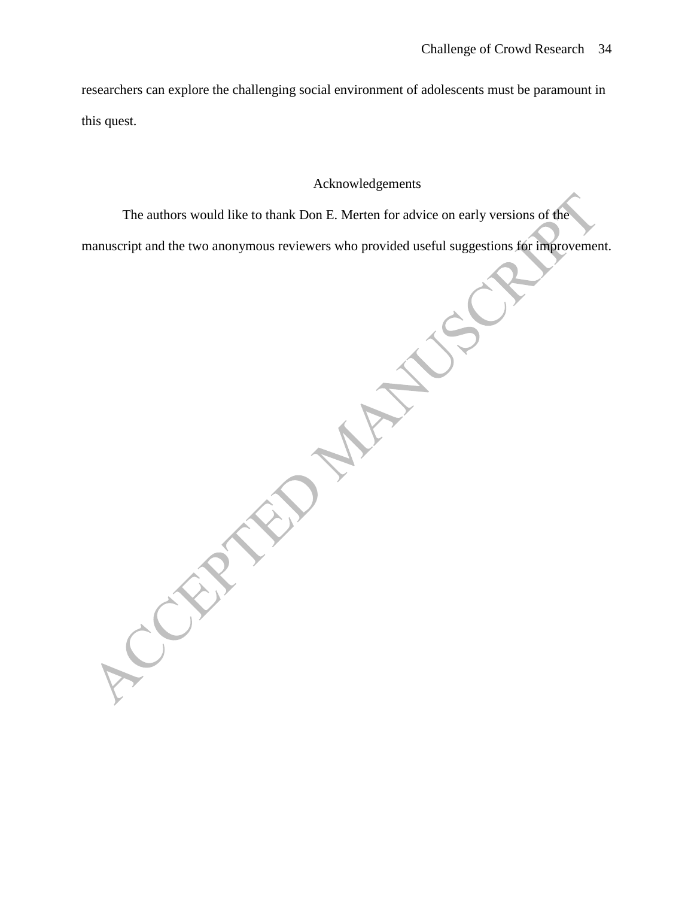researchers can explore the challenging social environment of adolescents must be paramount in this quest.

## Acknowledgements

The authors would like to thank Don E. Merten for advice on early versions of the manuscript and the two anonymous reviewers who provided useful suggestions for improvement.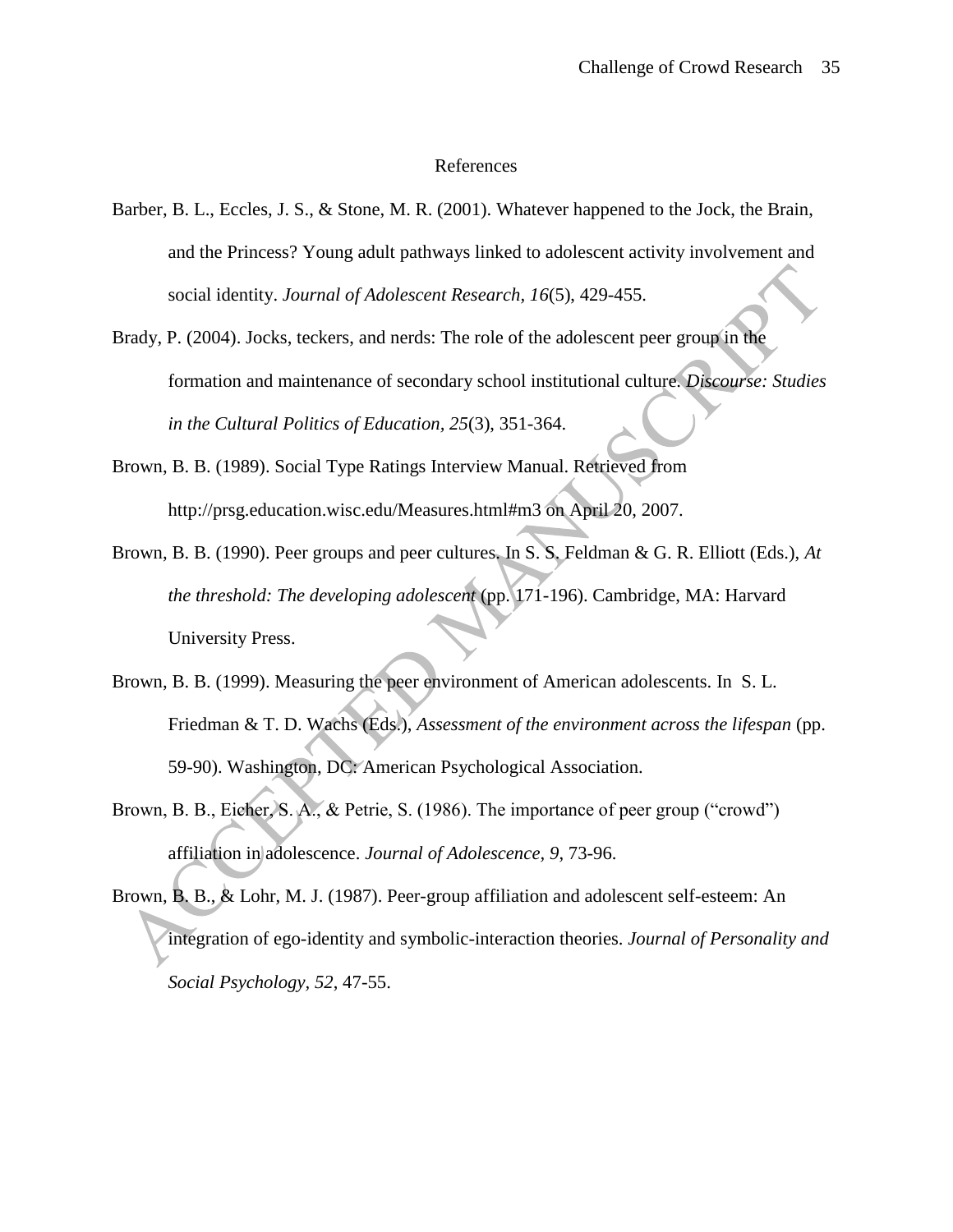# References

Barber, B. L., Eccles, J. S., & Stone, M. R. (2001). Whatever happened to the Jock, the Brain, and the Princess? Young adult pathways linked to adolescent activity involvement and social identity. *Journal of Adolescent Research, 16*(5), 429-455.

Brady, P. (2004). Jocks, teckers, and nerds: The role of the adolescent peer group in the formation and maintenance of secondary school institutional culture. *Discourse: Studies in the Cultural Politics of Education, 25*(3), 351-364.

Brown, B. B. (1989). Social Type Ratings Interview Manual. Retrieved from http://prsg.education.wisc.edu/Measures.html#m3 on April 20, 2007.

Brown, B. B. (1990). Peer groups and peer cultures. In S. S. Feldman & G. R. Elliott (Eds.), *At the threshold: The developing adolescent* (pp. 171-196). Cambridge, MA: Harvard University Press.

Brown, B. B. (1999). Measuring the peer environment of American adolescents. In S. L. Friedman & T. D. Wachs (Eds.), *Assessment of the environment across the lifespan* (pp. 59-90). Washington, DC: American Psychological Association.

Brown, B. B., Eicher, S. A., & Petrie, S. (1986). The importance of peer group ("crowd") affiliation in adolescence. *Journal of Adolescence, 9*, 73-96.

Brown, B. B., & Lohr, M. J. (1987). Peer-group affiliation and adolescent self-esteem: An integration of ego-identity and symbolic-interaction theories. *Journal of Personality and Social Psychology, 52*, 47-55.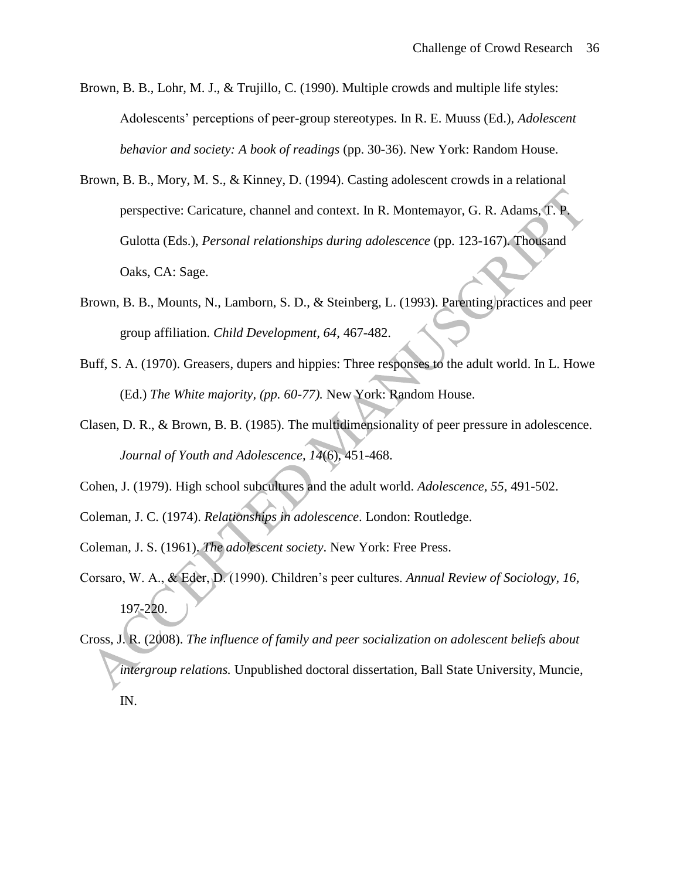Brown, B. B., Lohr, M. J., & Trujillo, C. (1990). Multiple crowds and multiple life styles: Adolescents' perceptions of peer-group stereotypes. In R. E. Muuss (Ed.), *Adolescent behavior and society: A book of readings* (pp. 30-36). New York: Random House.

Brown, B. B., Mory, M. S., & Kinney, D. (1994). Casting adolescent crowds in a relational perspective: Caricature, channel and context. In R. Montemayor, G. R. Adams, T. P. Gulotta (Eds.), *Personal relationships during adolescence* (pp. 123-167). Thousand Oaks, CA: Sage.

Brown, B. B., Mounts, N., Lamborn, S. D., & Steinberg, L. (1993). Parenting practices and peer group affiliation. *Child Development, 64*, 467-482.

Buff, S. A. (1970). Greasers, dupers and hippies: Three responses to the adult world. In L. Howe (Ed.) *The White majority, (pp. 60-77).* New York: Random House.

Clasen, D. R., & Brown, B. B. (1985). The multidimensionality of peer pressure in adolescence. *Journal of Youth and Adolescence, 14*(6), 451-468.

Cohen, J. (1979). High school subcultures and the adult world. *Adolescence, 55*, 491-502.

Coleman, J. C. (1974). *Relationships in adolescence*. London: Routledge.

Coleman, J. S. (1961). *The adolescent society*. New York: Free Press.

Corsaro, W. A., & Eder, D. (1990). Children's peer cultures. *Annual Review of Sociology, 16*, 197-220.

Cross, J. R. (2008). *The influence of family and peer socialization on adolescent beliefs about intergroup relations.* Unpublished doctoral dissertation, Ball State University, Muncie, IN.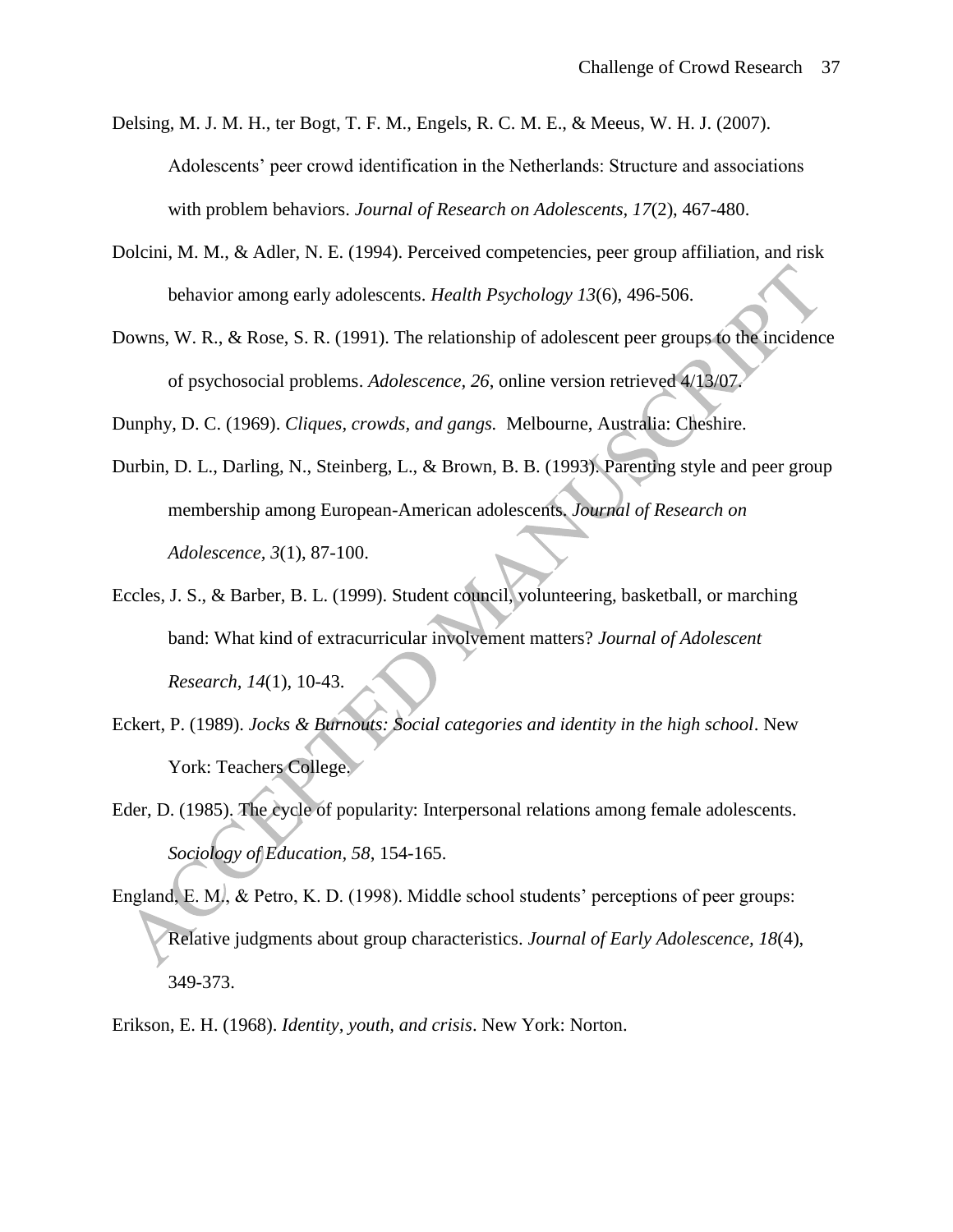Delsing, M. J. M. H., ter Bogt, T. F. M., Engels, R. C. M. E., & Meeus, W. H. J. (2007). Adolescents' peer crowd identification in the Netherlands: Structure and associations with problem behaviors. *Journal of Research on Adolescents, 17*(2), 467-480.

Dolcini, M. M., & Adler, N. E. (1994). Perceived competencies, peer group affiliation, and risk behavior among early adolescents. *Health Psychology 13*(6), 496-506.

Downs, W. R., & Rose, S. R. (1991). The relationship of adolescent peer groups to the incidence of psychosocial problems. *Adolescence, 26*, online version retrieved 4/13/07.

Dunphy, D. C. (1969). *Cliques, crowds, and gangs.* Melbourne, Australia: Cheshire.

Durbin, D. L., Darling, N., Steinberg, L., & Brown, B. B. (1993). Parenting style and peer group membership among European-American adolescents. *Journal of Research on Adolescence, 3*(1), 87-100.

Eccles, J. S., & Barber, B. L. (1999). Student council, volunteering, basketball, or marching band: What kind of extracurricular involvement matters? *Journal of Adolescent Research, 14*(1), 10-43.

Eckert, P. (1989). *Jocks & Burnouts: Social categories and identity in the high school*. New York: Teachers College.

Eder, D. (1985). The cycle of popularity: Interpersonal relations among female adolescents. *Sociology of Education, 58*, 154-165.

England, E. M., & Petro, K. D. (1998). Middle school students' perceptions of peer groups: Relative judgments about group characteristics. *Journal of Early Adolescence, 18*(4), 349-373.

Erikson, E. H. (1968). *Identity, youth, and crisis*. New York: Norton.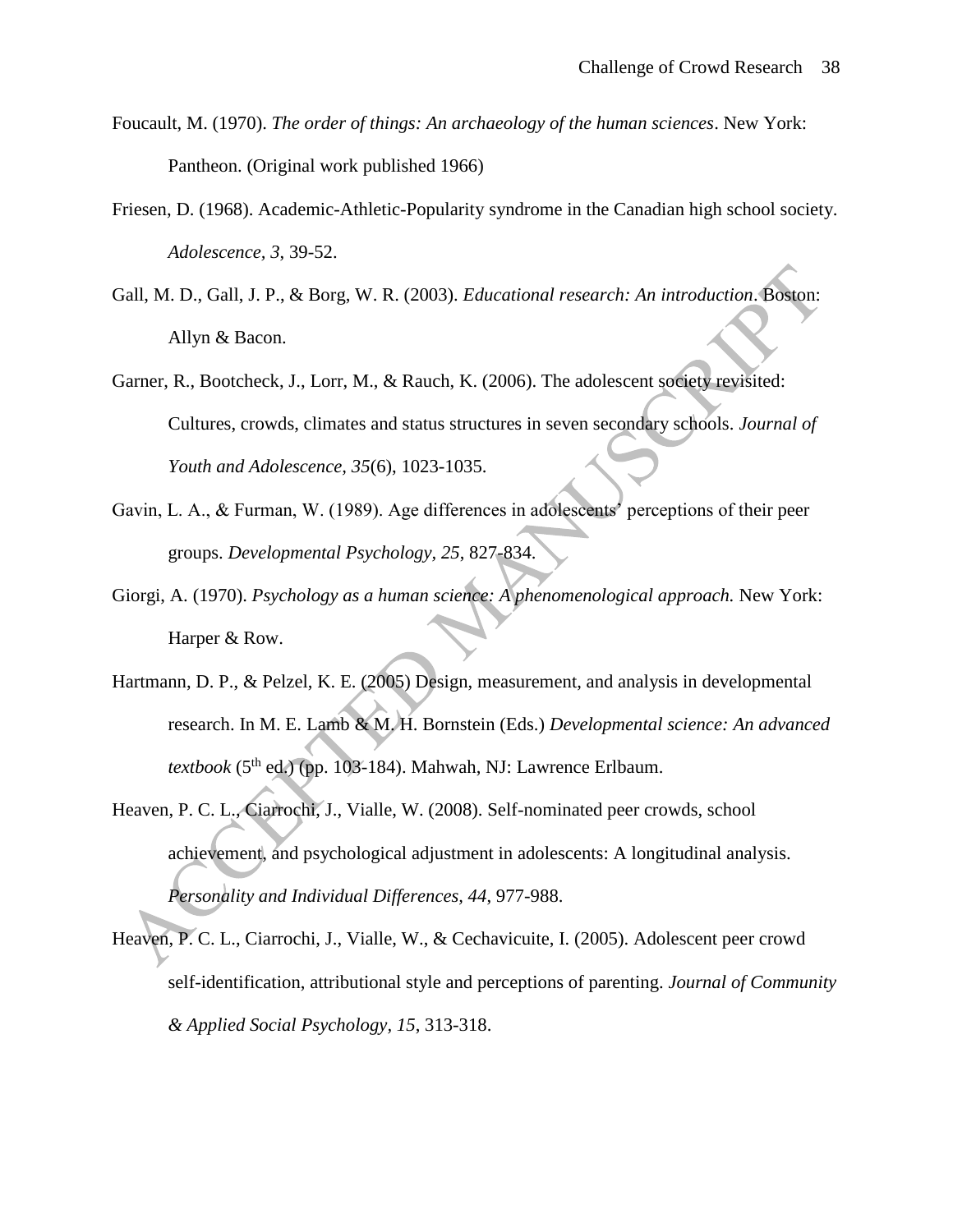Foucault, M. (1970). *The order of things: An archaeology of the human sciences*. New York: Pantheon. (Original work published 1966)

Friesen, D. (1968). Academic-Athletic-Popularity syndrome in the Canadian high school society. *Adolescence, 3*, 39-52.

Gall, M. D., Gall, J. P., & Borg, W. R. (2003). *Educational research: An introduction*. Boston: Allyn & Bacon.

Garner, R., Bootcheck, J., Lorr, M., & Rauch, K. (2006). The adolescent society revisited: Cultures, crowds, climates and status structures in seven secondary schools. *Journal of Youth and Adolescence, 35*(6), 1023-1035.

Gavin, L. A., & Furman, W. (1989). Age differences in adolescents' perceptions of their peer groups. *Developmental Psychology, 25*, 827-834.

Giorgi, A. (1970). *Psychology as a human science: A phenomenological approach.* New York: Harper & Row.

Hartmann, D. P., & Pelzel, K. E. (2005) Design, measurement, and analysis in developmental research. In M. E. Lamb & M. H. Bornstein (Eds.) *Developmental science: An advanced textbook* (5th ed.) (pp. 103-184). Mahwah, NJ: Lawrence Erlbaum.

Heaven, P. C. L., Ciarrochi, J., Vialle, W. (2008). Self-nominated peer crowds, school achievement, and psychological adjustment in adolescents: A longitudinal analysis. *Personality and Individual Differences, 44*, 977-988.

Heaven, P. C. L., Ciarrochi, J., Vialle, W., & Cechavicuite, I. (2005). Adolescent peer crowd self-identification, attributional style and perceptions of parenting. *Journal of Community & Applied Social Psychology, 15*, 313-318.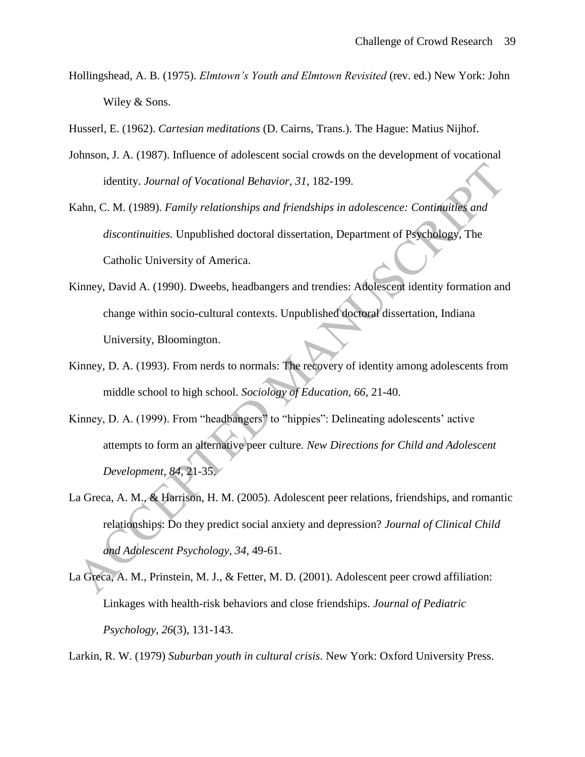Hollingshead, A. B. (1975). *Elmtown's Youth and Elmtown Revisited* (rev. ed.) New York: John Wiley & Sons.

Husserl, E. (1962). *Cartesian meditations* (D. Cairns, Trans.). The Hague: Matius Nijhof.

Johnson, J. A. (1987). Influence of adolescent social crowds on the development of vocational identity. *Journal of Vocational Behavior, 31*, 182-199.

Kahn, C. M. (1989). *Family relationships and friendships in adolescence: Continuities and discontinuities.* Unpublished doctoral dissertation, Department of Psychology, The Catholic University of America.

Kinney, David A. (1990). Dweebs, headbangers and trendies: Adolescent identity formation and change within socio-cultural contexts. Unpublished doctoral dissertation, Indiana University, Bloomington.

Kinney, D. A. (1993). From nerds to normals: The recovery of identity among adolescents from middle school to high school. *Sociology of Education, 66*, 21-40.

Kinney, D. A. (1999). From "headbangers" to "hippies": Delineating adolescents' active attempts to form an alternative peer culture. *New Directions for Child and Adolescent Development, 84*, 21-35.

La Greca, A. M., & Harrison, H. M. (2005). Adolescent peer relations, friendships, and romantic relationships: Do they predict social anxiety and depression? *Journal of Clinical Child and Adolescent Psychology, 34*, 49-61.

La Greca, A. M., Prinstein, M. J., & Fetter, M. D. (2001). Adolescent peer crowd affiliation: Linkages with health-risk behaviors and close friendships. *Journal of Pediatric Psychology, 26*(3), 131-143.

Larkin, R. W. (1979) *Suburban youth in cultural crisis*. New York: Oxford University Press.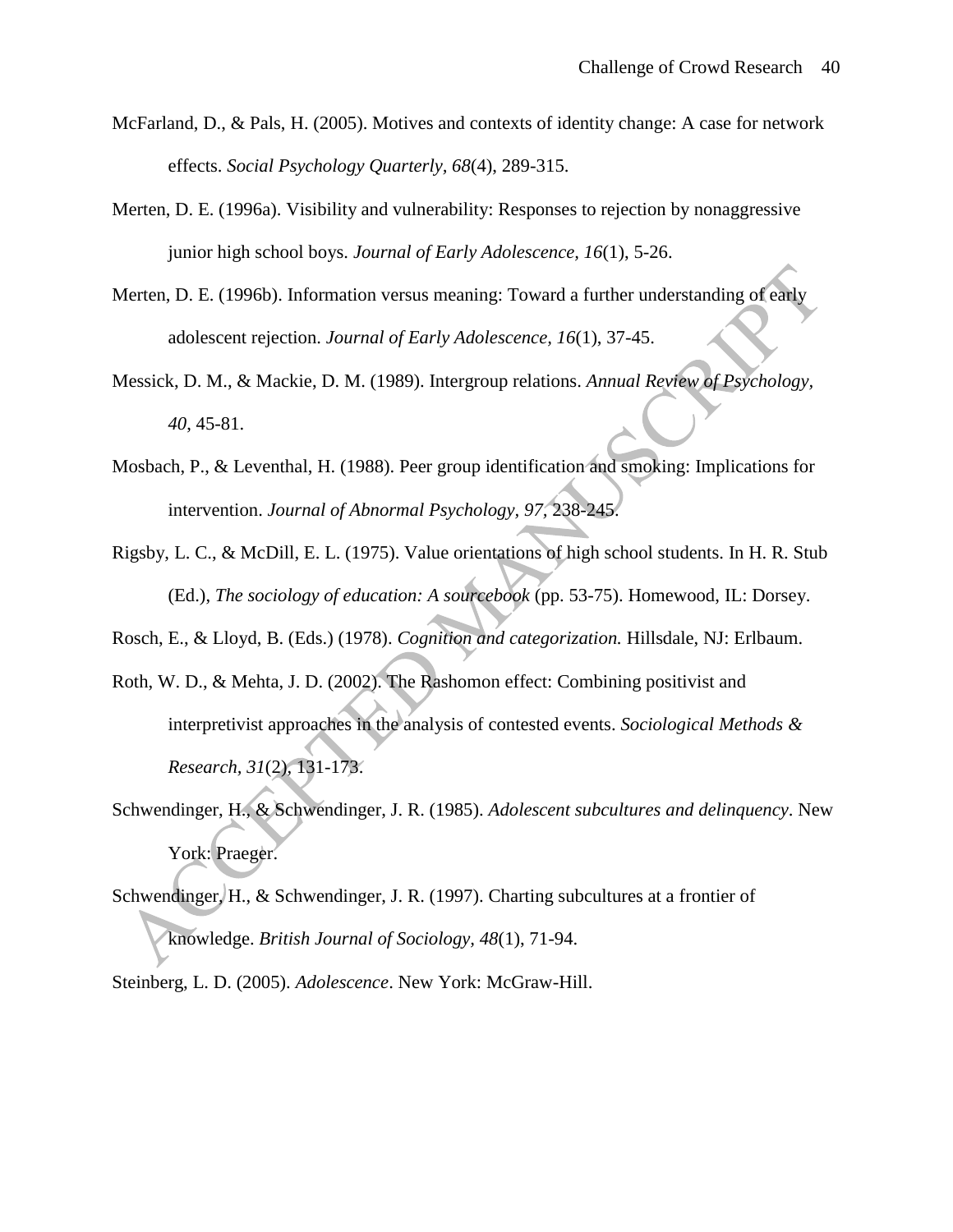McFarland, D., & Pals, H. (2005). Motives and contexts of identity change: A case for network effects. *Social Psychology Quarterly, 68*(4), 289-315.

Merten, D. E. (1996a). Visibility and vulnerability: Responses to rejection by nonaggressive junior high school boys. *Journal of Early Adolescence, 16*(1), 5-26.

Merten, D. E. (1996b). Information versus meaning: Toward a further understanding of early adolescent rejection. *Journal of Early Adolescence, 16*(1), 37-45.

Messick, D. M., & Mackie, D. M. (1989). Intergroup relations. *Annual Review of Psychology, 40*, 45-81.

Mosbach, P., & Leventhal, H. (1988). Peer group identification and smoking: Implications for intervention. *Journal of Abnormal Psychology, 97*, 238-245.

Rigsby, L. C., & McDill, E. L. (1975). Value orientations of high school students. In H. R. Stub (Ed.), *The sociology of education: A sourcebook* (pp. 53-75). Homewood, IL: Dorsey.

Rosch, E., & Lloyd, B. (Eds.) (1978). *Cognition and categorization.* Hillsdale, NJ: Erlbaum.

Roth, W. D., & Mehta, J. D. (2002). The Rashomon effect: Combining positivist and interpretivist approaches in the analysis of contested events. *Sociological Methods & Research, 31*(2), 131-173.

Schwendinger, H., & Schwendinger, J. R. (1985). *Adolescent subcultures and delinquency*. New York: Praeger.

Schwendinger, H., & Schwendinger, J. R. (1997). Charting subcultures at a frontier of knowledge. *British Journal of Sociology, 48*(1), 71-94.

Steinberg, L. D. (2005). *Adolescence*. New York: McGraw-Hill.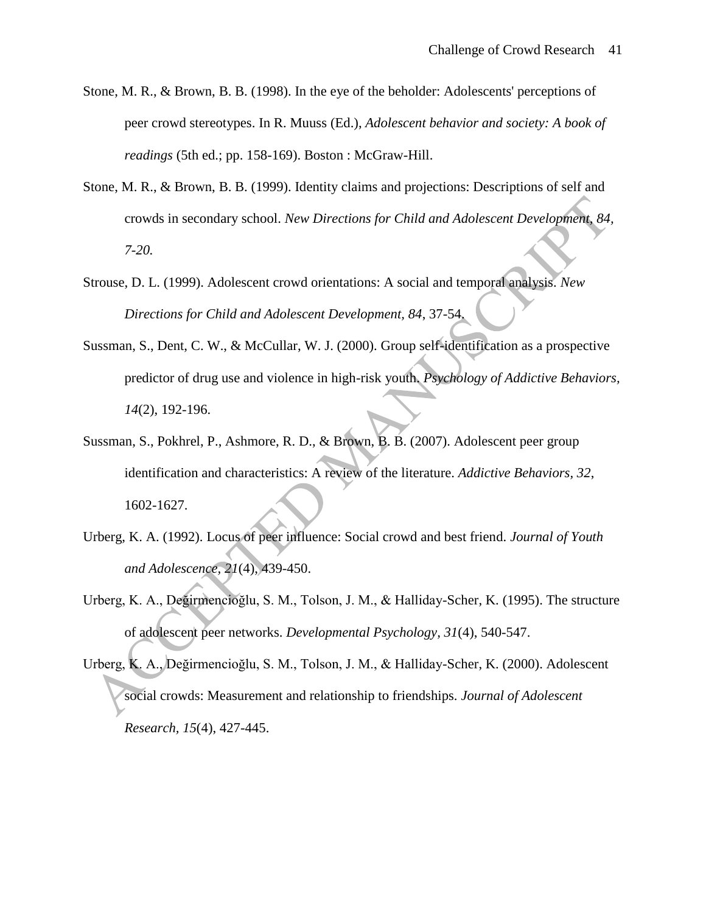Stone, M. R., & Brown, B. B. (1998). In the eye of the beholder: Adolescents' perceptions of peer crowd stereotypes. In R. Muuss (Ed.), *Adolescent behavior and society: A book of readings* (5th ed.; pp. 158-169). Boston : McGraw-Hill.

Stone, M. R., & Brown, B. B. (1999). Identity claims and projections: Descriptions of self and crowds in secondary school. *New Directions for Child and Adolescent Development, 84, 7-20.*

Strouse, D. L. (1999). Adolescent crowd orientations: A social and temporal analysis. *New Directions for Child and Adolescent Development, 84*, 37-54.

Sussman, S., Dent, C. W., & McCullar, W. J. (2000). Group self-identification as a prospective predictor of drug use and violence in high-risk youth. *Psychology of Addictive Behaviors, 14*(2), 192-196.

Sussman, S., Pokhrel, P., Ashmore, R. D., & Brown, B. B. (2007). Adolescent peer group identification and characteristics: A review of the literature. *Addictive Behaviors, 32*, 1602-1627.

Urberg, K. A. (1992). Locus of peer influence: Social crowd and best friend. *Journal of Youth and Adolescence, 21*(4), 439-450.

Urberg, K. A., Değirmencioğlu, S. M., Tolson, J. M., & Halliday-Scher, K. (1995). The structure of adolescent peer networks. *Developmental Psychology, 31*(4), 540-547.

Urberg, K. A., Değirmencioğlu, S. M., Tolson, J. M., & Halliday-Scher, K. (2000). Adolescent social crowds: Measurement and relationship to friendships. *Journal of Adolescent Research, 15*(4), 427-445.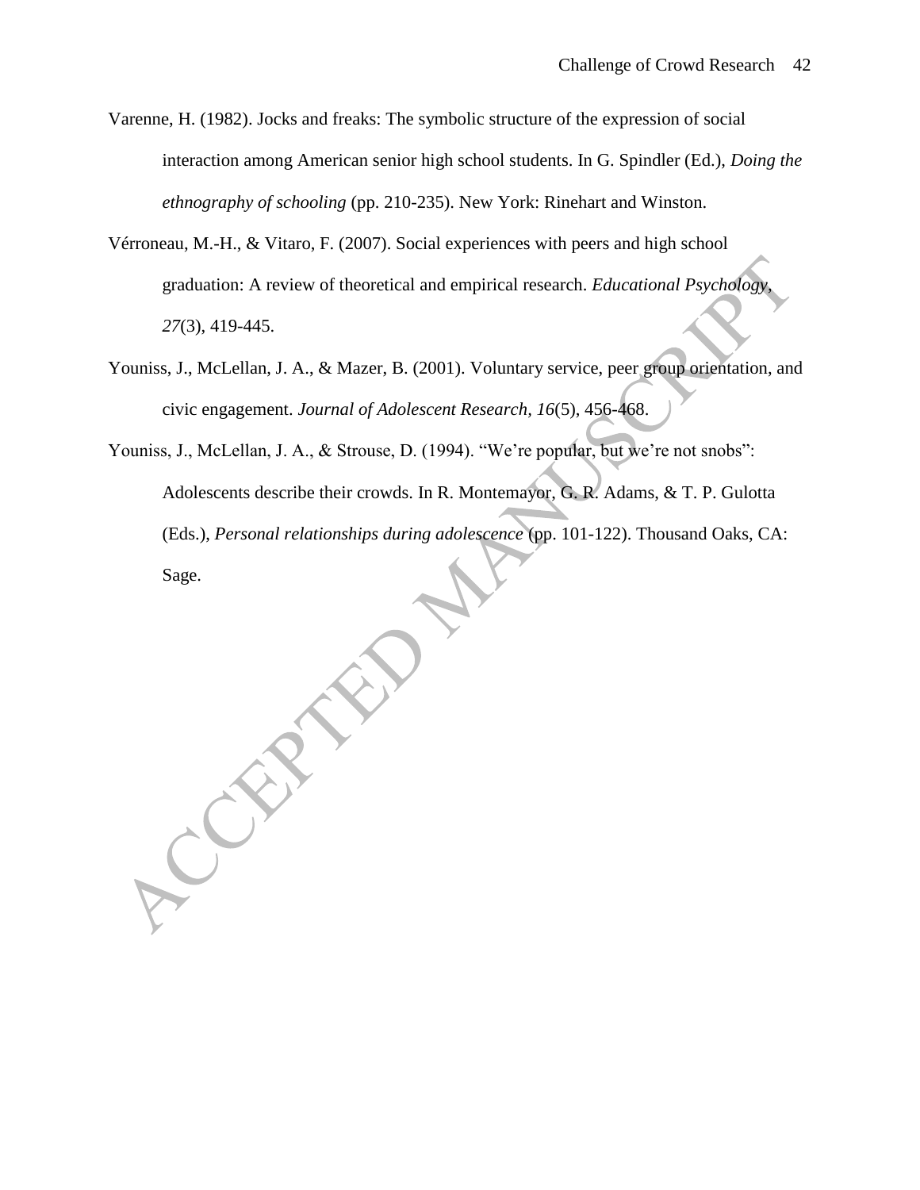Varenne, H. (1982). Jocks and freaks: The symbolic structure of the expression of social interaction among American senior high school students. In G. Spindler (Ed.), *Doing the ethnography of schooling* (pp. 210-235). New York: Rinehart and Winston.

Vérroneau, M.-H., & Vitaro, F. (2007). Social experiences with peers and high school graduation: A review of theoretical and empirical research. *Educational Psychology, 27*(3), 419-445.

Youniss, J., McLellan, J. A., & Mazer, B. (2001). Voluntary service, peer group orientation, and civic engagement. *Journal of Adolescent Research, 16*(5), 456-468.

Youniss, J., McLellan, J. A., & Strouse, D. (1994). "We're popular, but we're not snobs": Adolescents describe their crowds. In R. Montemayor, G. R. Adams, & T. P. Gulotta (Eds.), *Personal relationships during adolescence* (pp. 101-122). Thousand Oaks, CA: Sage.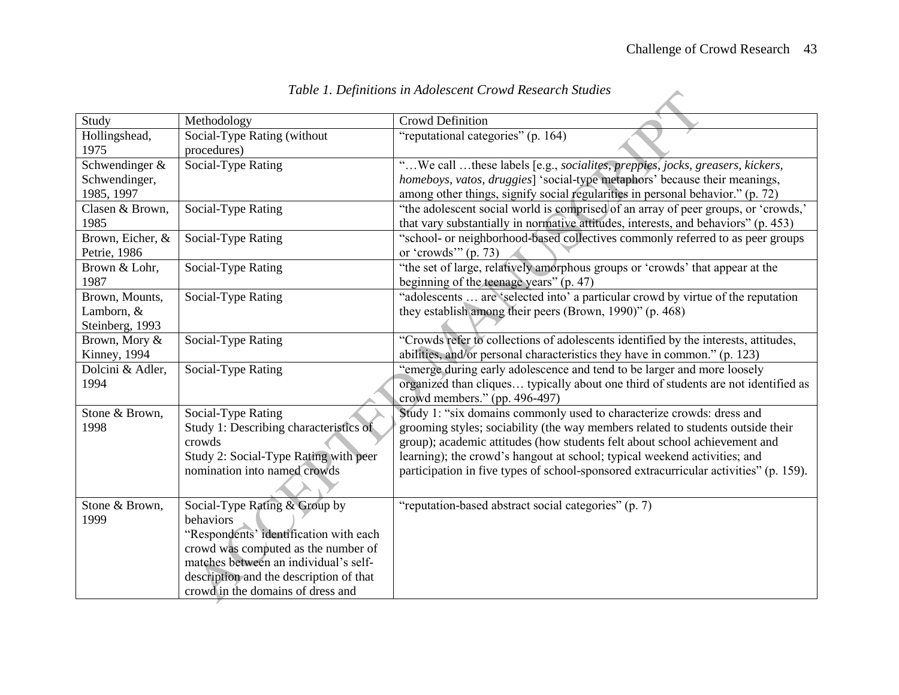*Table 1. Definitions in Adolescent Crowd Research Studies*

| Study | Methodology | Crowd Definition |
|---|---|---|
| Hollingshead, 1975 | Social-Type Rating (without procedures) | "reputational categories" (p. 164) |
| Schwendinger & Schwendinger, 1985, 1997 | Social-Type Rating | "…We call …these labels [e.g., *socialites, preppies, jocks, greasers, kickers, homeboys, vatos, druggies*] 'social-type metaphors' because their meanings, among other things, signify social regularities in personal behavior." (p. 72) |
| Clasen & Brown, 1985 | Social-Type Rating | "the adolescent social world is comprised of an array of peer groups, or 'crowds,' that vary substantially in normative attitudes, interests, and behaviors" (p. 453) |
| Brown, Eicher, & Petrie, 1986 | Social-Type Rating | "school- or neighborhood-based collectives commonly referred to as peer groups or 'crowds'" (p. 73) |
| Brown & Lohr, 1987 | Social-Type Rating | "the set of large, relatively amorphous groups or 'crowds' that appear at the beginning of the teenage years" (p. 47) |
| Brown, Mounts, Lamborn, & Steinberg, 1993 | Social-Type Rating | "adolescents … are 'selected into' a particular crowd by virtue of the reputation they establish among their peers (Brown, 1990)" (p. 468) |
| Brown, Mory & Kinney, 1994 | Social-Type Rating | "Crowds refer to collections of adolescents identified by the interests, attitudes, abilities, and/or personal characteristics they have in common." (p. 123) |
| Dolcini & Adler, 1994 | Social-Type Rating | "emerge during early adolescence and tend to be larger and more loosely organized than cliques… typically about one third of students are not identified as crowd members." (pp. 496-497) |
| Stone & Brown, 1998 | Social-Type Rating<br>Study 1: Describing characteristics of crowds<br>Study 2: Social-Type Rating with peer nomination into named crowds | Study 1: "six domains commonly used to characterize crowds: dress and grooming styles; sociability (the way members related to students outside their group); academic attitudes (how students felt about school achievement and learning); the crowd's hangout at school; typical weekend activities; and participation in five types of school-sponsored extracurricular activities" (p. 159). |
| Stone & Brown, 1999 | Social-Type Rating & Group by behaviors<br>"Respondents' identification with each crowd was computed as the number of matches between an individual's self-description and the description of that crowd in the domains of dress and | "reputation-based abstract social categories" (p. 7) |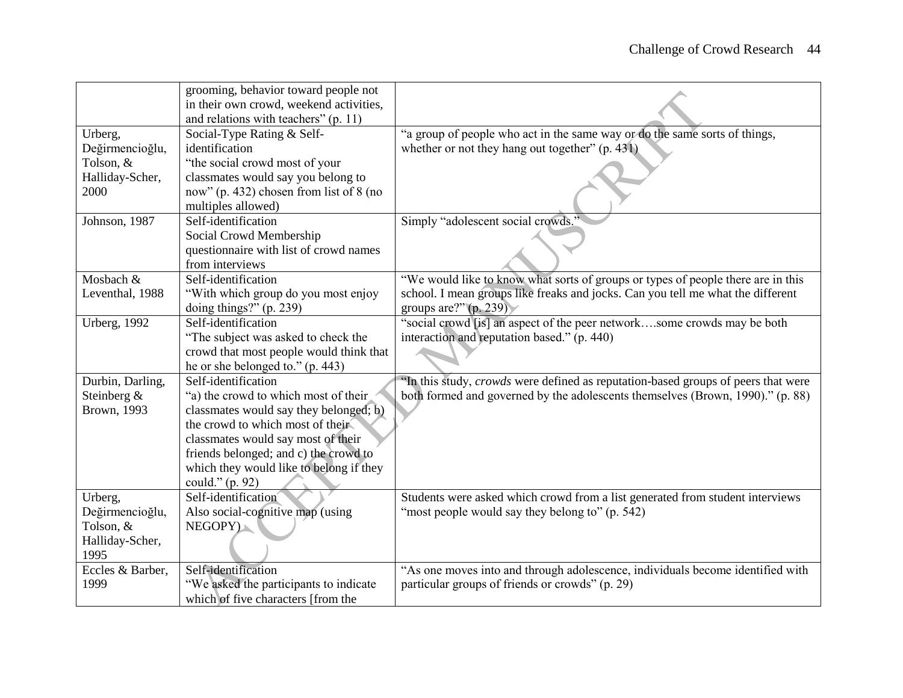| | | |
|---|---|---|
| | grooming, behavior toward people not in their own crowd, weekend activities, and relations with teachers" (p. 11) | |
| Urberg, Değirmencioğlu, Tolson, & Halliday-Scher, 2000 | Social-Type Rating & Self-identification "the social crowd most of your classmates would say you belong to now" (p. 432) chosen from list of 8 (no multiples allowed) | "a group of people who act in the same way or do the same sorts of things, whether or not they hang out together" (p. 431) |
| Johnson, 1987 | Self-identification Social Crowd Membership questionnaire with list of crowd names from interviews | Simply "adolescent social crowds." |
| Mosbach & Leventhal, 1988 | Self-identification "With which group do you most enjoy doing things?" (p. 239) | "We would like to know what sorts of groups or types of people there are in this school. I mean groups like freaks and jocks. Can you tell me what the different groups are?" (p. 239) |
| Urberg, 1992 | Self-identification "The subject was asked to check the crowd that most people would think that he or she belonged to." (p. 443) | "social crowd [is] an aspect of the peer network….some crowds may be both interaction and reputation based." (p. 440) |
| Durbin, Darling, Steinberg & Brown, 1993 | Self-identification "a) the crowd to which most of their classmates would say they belonged; b) the crowd to which most of their classmates would say most of their friends belonged; and c) the crowd to which they would like to belong if they could." (p. 92) | "In this study, *crowds* were defined as reputation-based groups of peers that were both formed and governed by the adolescents themselves (Brown, 1990)." (p. 88) |
| Urberg, Değirmencioğlu, Tolson, & Halliday-Scher, 1995 | Self-identification Also social-cognitive map (using NEGOPY) | Students were asked which crowd from a list generated from student interviews "most people would say they belong to" (p. 542) |
| Eccles & Barber, 1999 | Self-identification "We asked the participants to indicate which of five characters [from the | "As one moves into and through adolescence, individuals become identified with particular groups of friends or crowds" (p. 29) |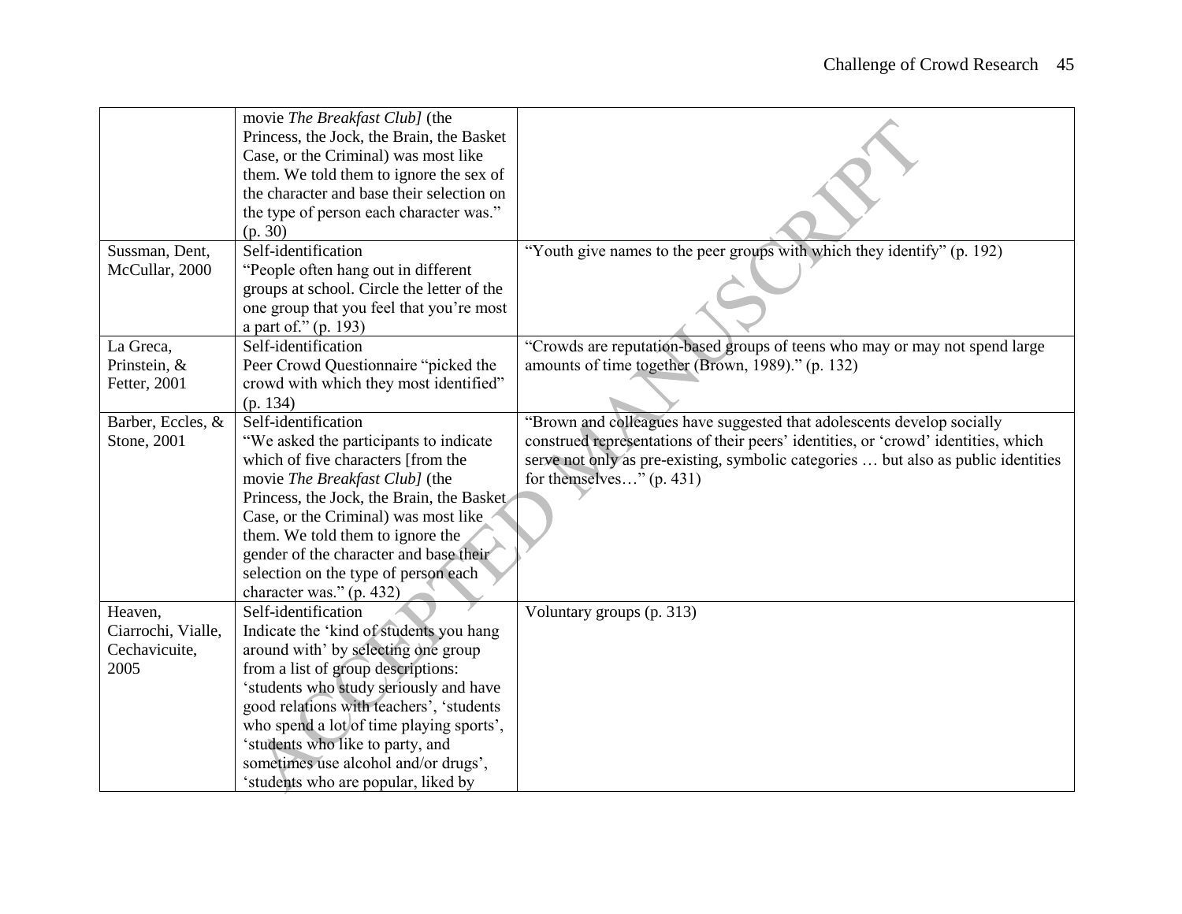| | | |
|---|---|---|
| | movie *The Breakfast Club]* (the Princess, the Jock, the Brain, the Basket Case, or the Criminal) was most like them. We told them to ignore the sex of the character and base their selection on the type of person each character was." (p. 30) | |
| Sussman, Dent, McCullar, 2000 | Self-identification<br>"People often hang out in different groups at school. Circle the letter of the one group that you feel that you're most a part of." (p. 193) | "Youth give names to the peer groups with which they identify" (p. 192) |
| La Greca, Prinstein, & Fetter, 2001 | Self-identification<br>Peer Crowd Questionnaire "picked the crowd with which they most identified" (p. 134) | "Crowds are reputation-based groups of teens who may or may not spend large amounts of time together (Brown, 1989)." (p. 132) |
| Barber, Eccles, & Stone, 2001 | Self-identification<br>"We asked the participants to indicate which of five characters [from the movie *The Breakfast Club]* (the Princess, the Jock, the Brain, the Basket Case, or the Criminal) was most like them. We told them to ignore the gender of the character and base their selection on the type of person each character was." (p. 432) | "Brown and colleagues have suggested that adolescents develop socially construed representations of their peers' identities, or 'crowd' identities, which serve not only as pre-existing, symbolic categories … but also as public identities for themselves…" (p. 431) |
| Heaven, Ciarrochi, Vialle, Cechavicuite, 2005 | Self-identification<br>Indicate the 'kind of students you hang around with' by selecting one group from a list of group descriptions: 'students who study seriously and have good relations with teachers', 'students who spend a lot of time playing sports', 'students who like to party, and sometimes use alcohol and/or drugs', 'students who are popular, liked by | Voluntary groups (p. 313) |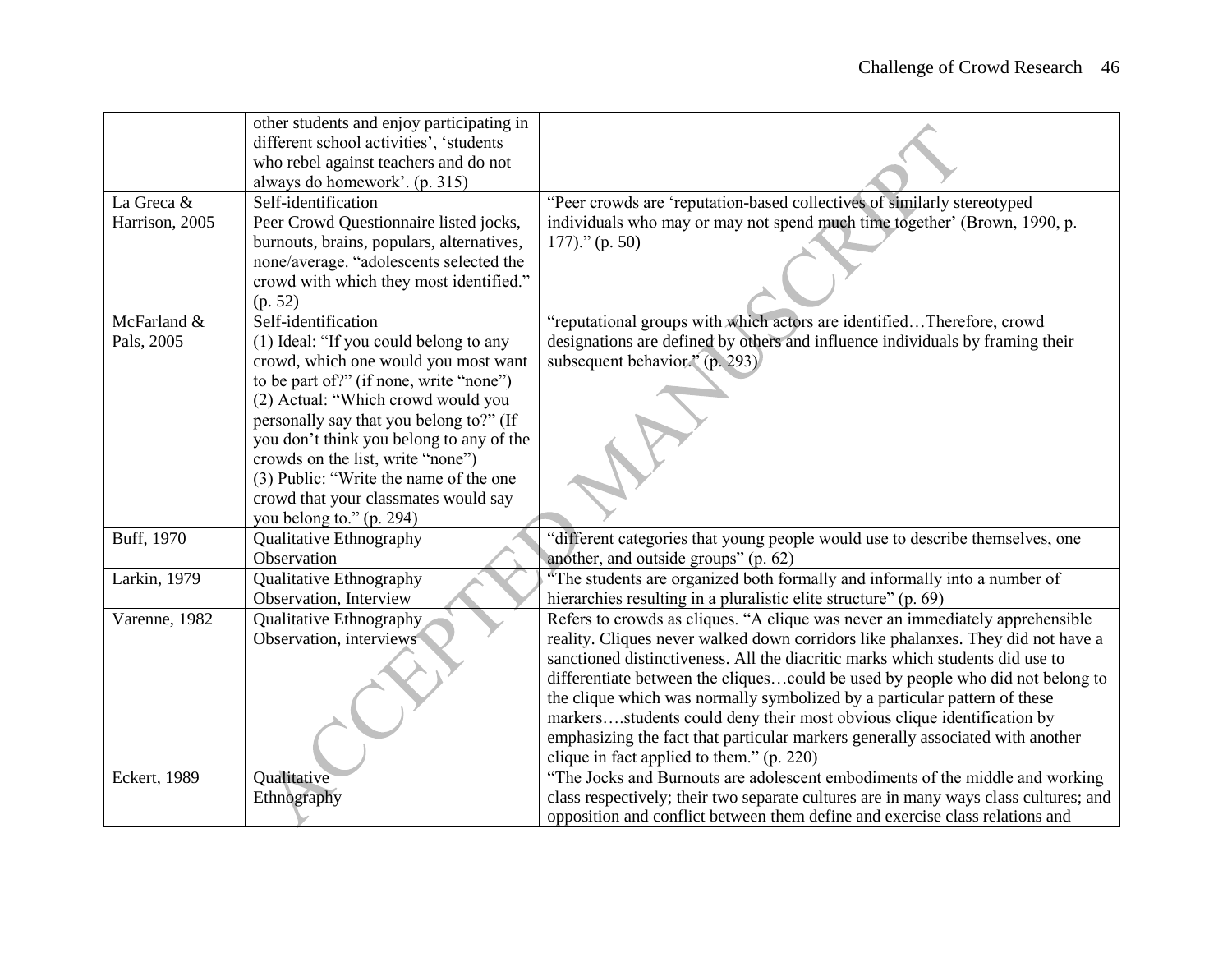| | other students and enjoy participating in different school activities', 'students who rebel against teachers and do not always do homework'. (p. 315) | |
|---|---|---|
| La Greca & Harrison, 2005 | Self-identification<br>Peer Crowd Questionnaire listed jocks, burnouts, brains, populars, alternatives, none/average. "adolescents selected the crowd with which they most identified." (p. 52) | "Peer crowds are 'reputation-based collectives of similarly stereotyped individuals who may or may not spend much time together' (Brown, 1990, p. 177)." (p. 50) |
| McFarland & Pals, 2005 | Self-identification<br>(1) Ideal: "If you could belong to any crowd, which one would you most want to be part of?" (if none, write "none")<br>(2) Actual: "Which crowd would you personally say that you belong to?" (If you don't think you belong to any of the crowds on the list, write "none")<br>(3) Public: "Write the name of the one crowd that your classmates would say you belong to." (p. 294) | "reputational groups with which actors are identified…Therefore, crowd designations are defined by others and influence individuals by framing their subsequent behavior." (p. 293) |
| Buff, 1970 | Qualitative Ethnography<br>Observation | "different categories that young people would use to describe themselves, one another, and outside groups" (p. 62) |
| Larkin, 1979 | Qualitative Ethnography<br>Observation, Interview | "The students are organized both formally and informally into a number of hierarchies resulting in a pluralistic elite structure" (p. 69) |
| Varenne, 1982 | Qualitative Ethnography<br>Observation, interviews | Refers to crowds as cliques. "A clique was never an immediately apprehensible reality. Cliques never walked down corridors like phalanxes. They did not have a sanctioned distinctiveness. All the diacritic marks which students did use to differentiate between the cliques…could be used by people who did not belong to the clique which was normally symbolized by a particular pattern of these markers….students could deny their most obvious clique identification by emphasizing the fact that particular markers generally associated with another clique in fact applied to them." (p. 220) |
| Eckert, 1989 | Qualitative<br>Ethnography | "The Jocks and Burnouts are adolescent embodiments of the middle and working class respectively; their two separate cultures are in many ways class cultures; and opposition and conflict between them define and exercise class relations and |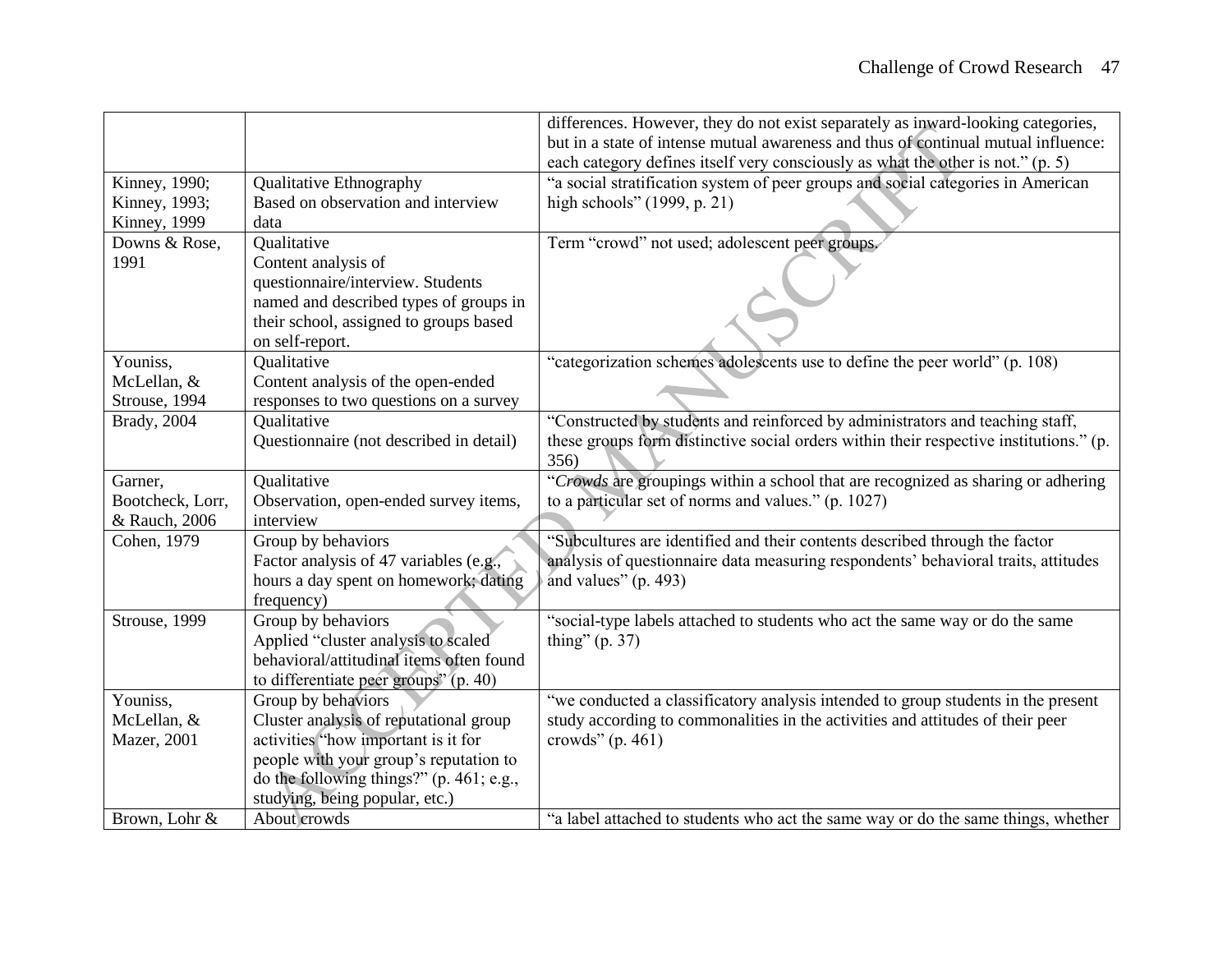| | | |
|---|---|---|
| | | differences. However, they do not exist separately as inward-looking categories, but in a state of intense mutual awareness and thus of continual mutual influence: each category defines itself very consciously as what the other is not." (p. 5) |
| Kinney, 1990; Kinney, 1993; Kinney, 1999 | Qualitative Ethnography Based on observation and interview data | "a social stratification system of peer groups and social categories in American high schools" (1999, p. 21) |
| Downs & Rose, 1991 | Qualitative Content analysis of questionnaire/interview. Students named and described types of groups in their school, assigned to groups based on self-report. | Term "crowd" not used; adolescent peer groups. |
| Youniss, McLellan, & Strouse, 1994 | Qualitative Content analysis of the open-ended responses to two questions on a survey | "categorization schemes adolescents use to define the peer world" (p. 108) |
| Brady, 2004 | Qualitative Questionnaire (not described in detail) | "Constructed by students and reinforced by administrators and teaching staff, these groups form distinctive social orders within their respective institutions." (p. 356) |
| Garner, Bootcheck, Lorr, & Rauch, 2006 | Qualitative Observation, open-ended survey items, interview | "*Crowds* are groupings within a school that are recognized as sharing or adhering to a particular set of norms and values." (p. 1027) |
| Cohen, 1979 | Group by behaviors Factor analysis of 47 variables (e.g., hours a day spent on homework; dating frequency) | "Subcultures are identified and their contents described through the factor analysis of questionnaire data measuring respondents' behavioral traits, attitudes and values" (p. 493) |
| Strouse, 1999 | Group by behaviors Applied "cluster analysis to scaled behavioral/attitudinal items often found to differentiate peer groups" (p. 40) | "social-type labels attached to students who act the same way or do the same thing" (p. 37) |
| Youniss, McLellan, & Mazer, 2001 | Group by behaviors Cluster analysis of reputational group activities "how important is it for people with your group's reputation to do the following things?" (p. 461; e.g., studying, being popular, etc.) | "we conducted a classificatory analysis intended to group students in the present study according to commonalities in the activities and attitudes of their peer crowds" (p. 461) |
| Brown, Lohr & | About crowds | "a label attached to students who act the same way or do the same things, whether |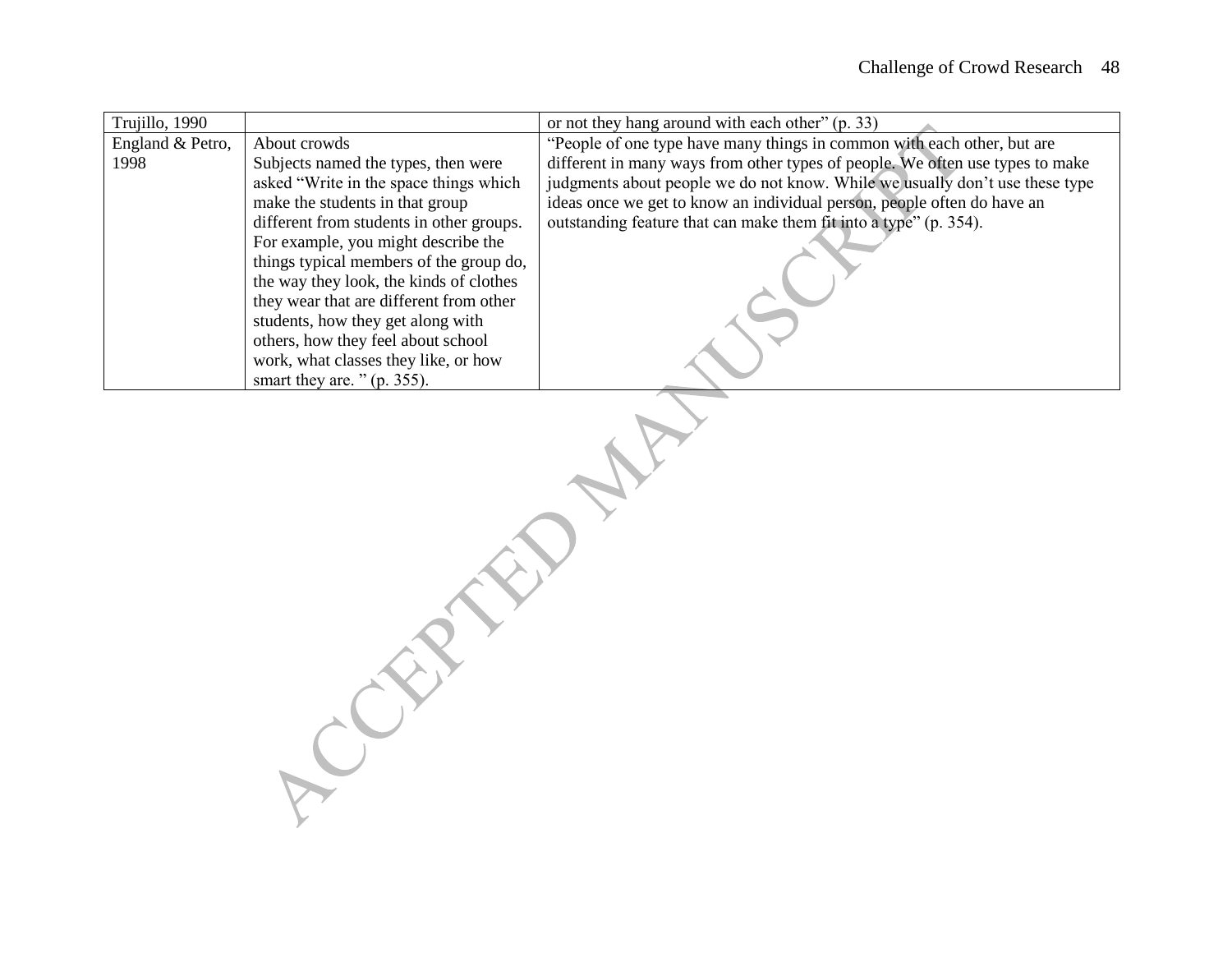| | | |
|---|---|---|
| Trujillo, 1990 | | or not they hang around with each other" (p. 33) |
| England & Petro, 1998 | About crowds<br>Subjects named the types, then were asked "Write in the space things which make the students in that group different from students in other groups. For example, you might describe the things typical members of the group do, the way they look, the kinds of clothes they wear that are different from other students, how they get along with others, how they feel about school work, what classes they like, or how smart they are. " (p. 355). | "People of one type have many things in common with each other, but are different in many ways from other types of people. We often use types to make judgments about people we do not know. While we usually don't use these type ideas once we get to know an individual person, people often do have an outstanding feature that can make them fit into a type" (p. 354). |